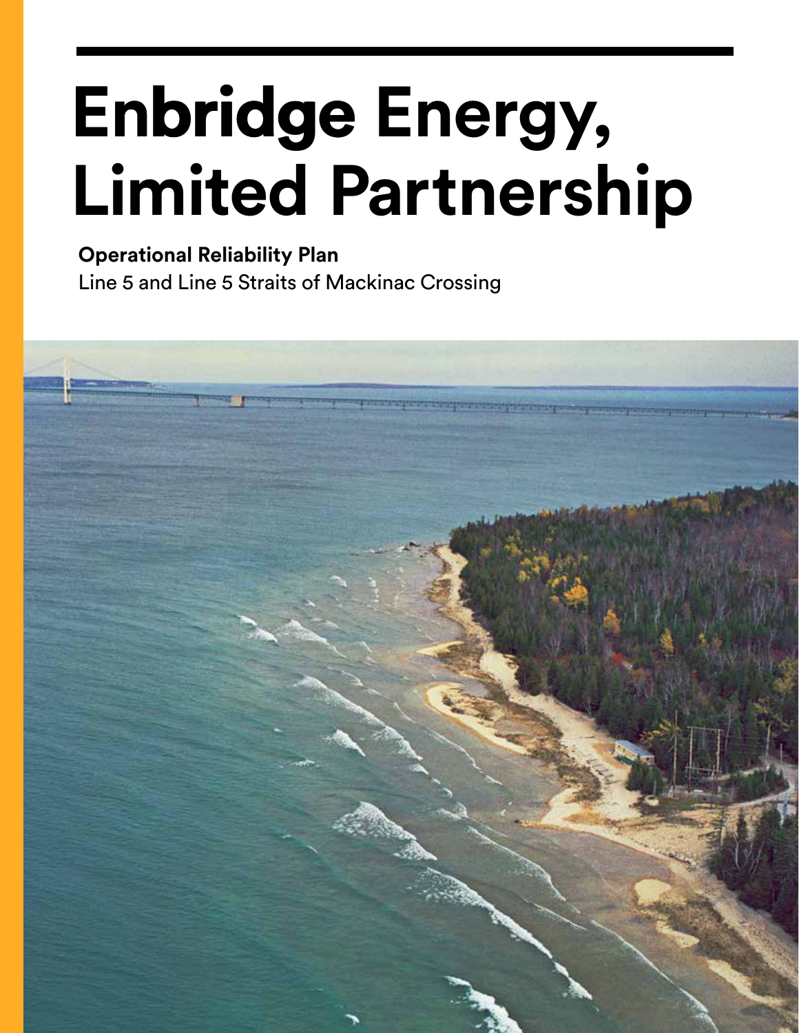# Enbridge Energy, Limited Partnership

**Operational Reliability Plan**
Line 5 and Line 5 Straits of Mackinac Crossing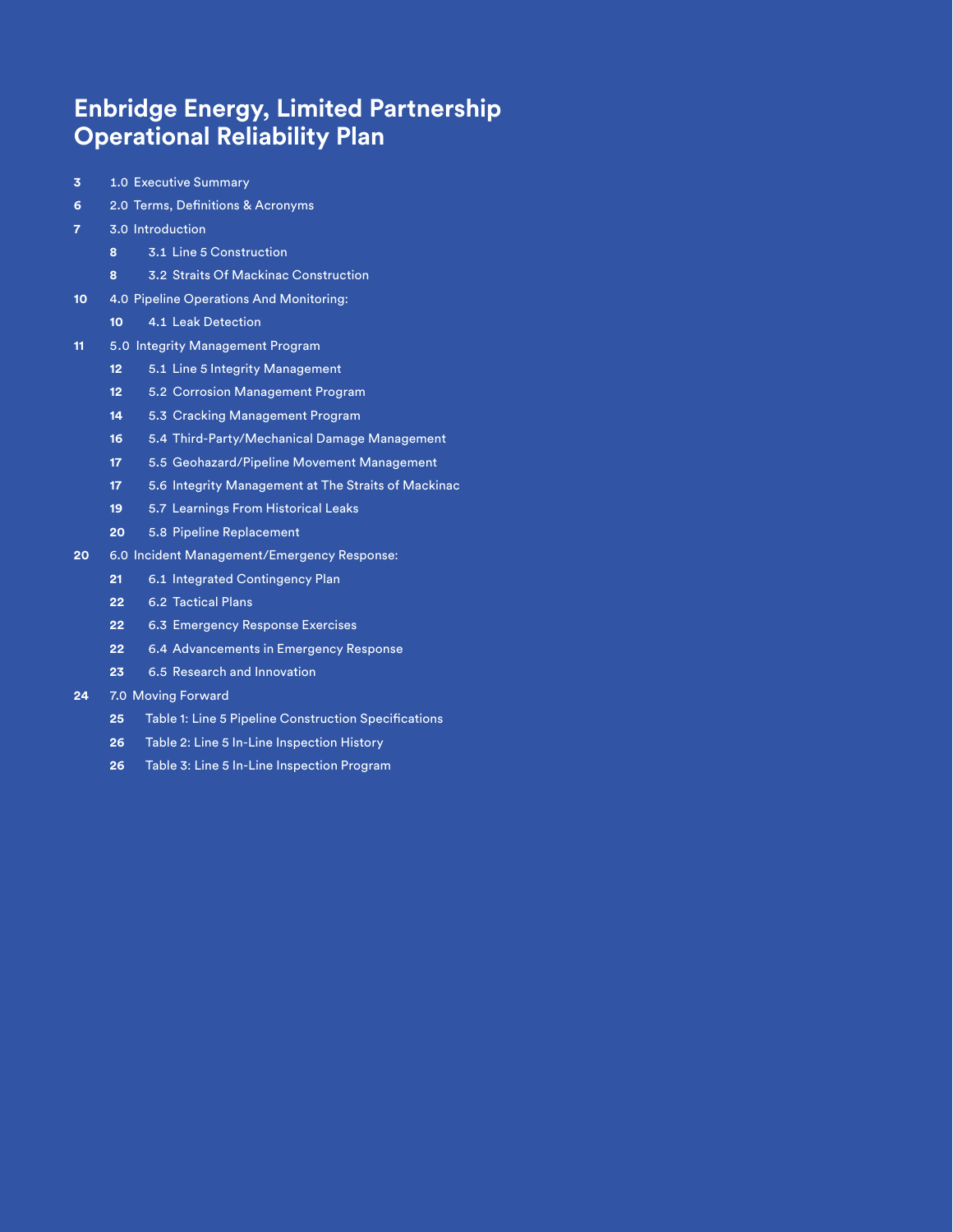# Enbridge Energy, Limited Partnership Operational Reliability Plan

- **3** 1.0 Executive Summary
- **6** 2.0 Terms, Definitions & Acronyms
- **7** 3.0 Introduction
  - **8** 3.1 Line 5 Construction
  - **8** 3.2 Straits Of Mackinac Construction
- **10** 4.0 Pipeline Operations And Monitoring:
  - **10** 4.1 Leak Detection
- **11** 5.0 Integrity Management Program
  - **12** 5.1 Line 5 Integrity Management
  - **12** 5.2 Corrosion Management Program
  - **14** 5.3 Cracking Management Program
  - **16** 5.4 Third-Party/Mechanical Damage Management
  - **17** 5.5 Geohazard/Pipeline Movement Management
  - **17** 5.6 Integrity Management at The Straits of Mackinac
  - **19** 5.7 Learnings From Historical Leaks
  - **20** 5.8 Pipeline Replacement
- **20** 6.0 Incident Management/Emergency Response:
  - **21** 6.1 Integrated Contingency Plan
  - **22** 6.2 Tactical Plans
  - **22** 6.3 Emergency Response Exercises
  - **22** 6.4 Advancements in Emergency Response
  - **23** 6.5 Research and Innovation
- **24** 7.0 Moving Forward
  - **25** Table 1: Line 5 Pipeline Construction Specifications
  - **26** Table 2: Line 5 In-Line Inspection History
  - **26** Table 3: Line 5 In-Line Inspection Program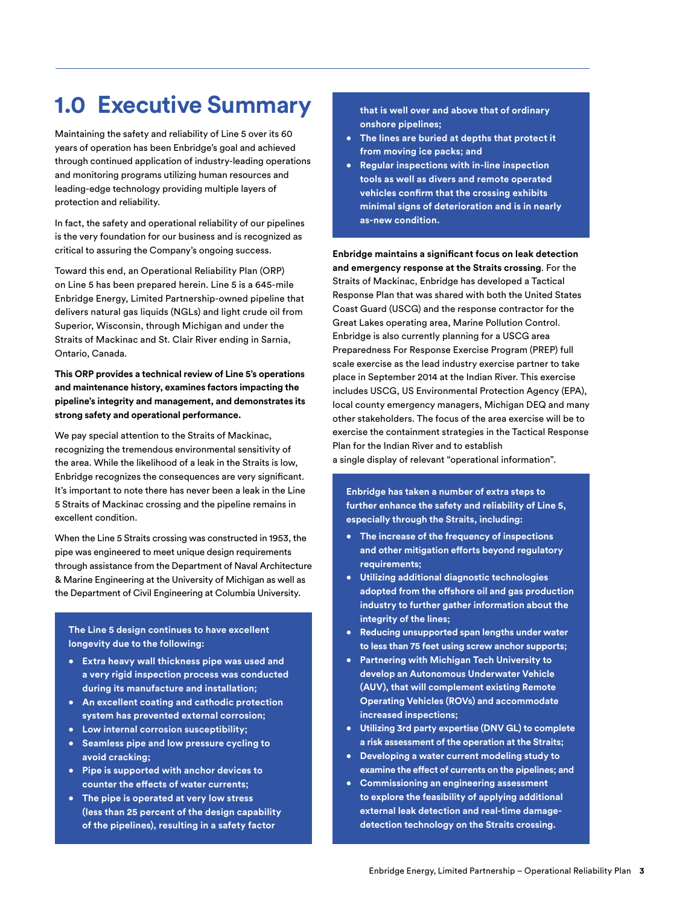# 1.0 Executive Summary

Maintaining the safety and reliability of Line 5 over its 60 years of operation has been Enbridge's goal and achieved through continued application of industry-leading operations and monitoring programs utilizing human resources and leading-edge technology providing multiple layers of protection and reliability.

In fact, the safety and operational reliability of our pipelines is the very foundation for our business and is recognized as critical to assuring the Company's ongoing success.

Toward this end, an Operational Reliability Plan (ORP) on Line 5 has been prepared herein. Line 5 is a 645-mile Enbridge Energy, Limited Partnership-owned pipeline that delivers natural gas liquids (NGLs) and light crude oil from Superior, Wisconsin, through Michigan and under the Straits of Mackinac and St. Clair River ending in Sarnia, Ontario, Canada.

**This ORP provides a technical review of Line 5's operations and maintenance history, examines factors impacting the pipeline's integrity and management, and demonstrates its strong safety and operational performance.**

We pay special attention to the Straits of Mackinac, recognizing the tremendous environmental sensitivity of the area. While the likelihood of a leak in the Straits is low, Enbridge recognizes the consequences are very significant. It's important to note there has never been a leak in the Line 5 Straits of Mackinac crossing and the pipeline remains in excellent condition.

When the Line 5 Straits crossing was constructed in 1953, the pipe was engineered to meet unique design requirements through assistance from the Department of Naval Architecture & Marine Engineering at the University of Michigan as well as the Department of Civil Engineering at Columbia University.

**The Line 5 design continues to have excellent longevity due to the following:**

- **Extra heavy wall thickness pipe was used and a very rigid inspection process was conducted during its manufacture and installation;**
- **An excellent coating and cathodic protection system has prevented external corrosion;**
- **Low internal corrosion susceptibility;**
- **Seamless pipe and low pressure cycling to avoid cracking;**
- **Pipe is supported with anchor devices to counter the effects of water currents;**
- **The pipe is operated at very low stress (less than 25 percent of the design capability of the pipelines), resulting in a safety factor that is well over and above that of ordinary onshore pipelines;**
- **The lines are buried at depths that protect it from moving ice packs; and**
- **Regular inspections with in-line inspection tools as well as divers and remote operated vehicles confirm that the crossing exhibits minimal signs of deterioration and is in nearly as-new condition.**

**Enbridge maintains a significant focus on leak detection and emergency response at the Straits crossing**. For the Straits of Mackinac, Enbridge has developed a Tactical Response Plan that was shared with both the United States Coast Guard (USCG) and the response contractor for the Great Lakes operating area, Marine Pollution Control. Enbridge is also currently planning for a USCG area Preparedness For Response Exercise Program (PREP) full scale exercise as the lead industry exercise partner to take place in September 2014 at the Indian River. This exercise includes USCG, US Environmental Protection Agency (EPA), local county emergency managers, Michigan DEQ and many other stakeholders. The focus of the area exercise will be to exercise the containment strategies in the Tactical Response Plan for the Indian River and to establish a single display of relevant "operational information".

**Enbridge has taken a number of extra steps to further enhance the safety and reliability of Line 5, especially through the Straits, including:**

- **The increase of the frequency of inspections and other mitigation efforts beyond regulatory requirements;**
- **Utilizing additional diagnostic technologies adopted from the offshore oil and gas production industry to further gather information about the integrity of the lines;**
- **Reducing unsupported span lengths under water to less than 75 feet using screw anchor supports;**
- **Partnering with Michigan Tech University to develop an Autonomous Underwater Vehicle (AUV), that will complement existing Remote Operating Vehicles (ROVs) and accommodate increased inspections;**
- **Utilizing 3rd party expertise (DNV GL) to complete a risk assessment of the operation at the Straits;**
- **Developing a water current modeling study to examine the effect of currents on the pipelines; and**
- **Commissioning an engineering assessment to explore the feasibility of applying additional external leak detection and real-time damage-detection technology on the Straits crossing.**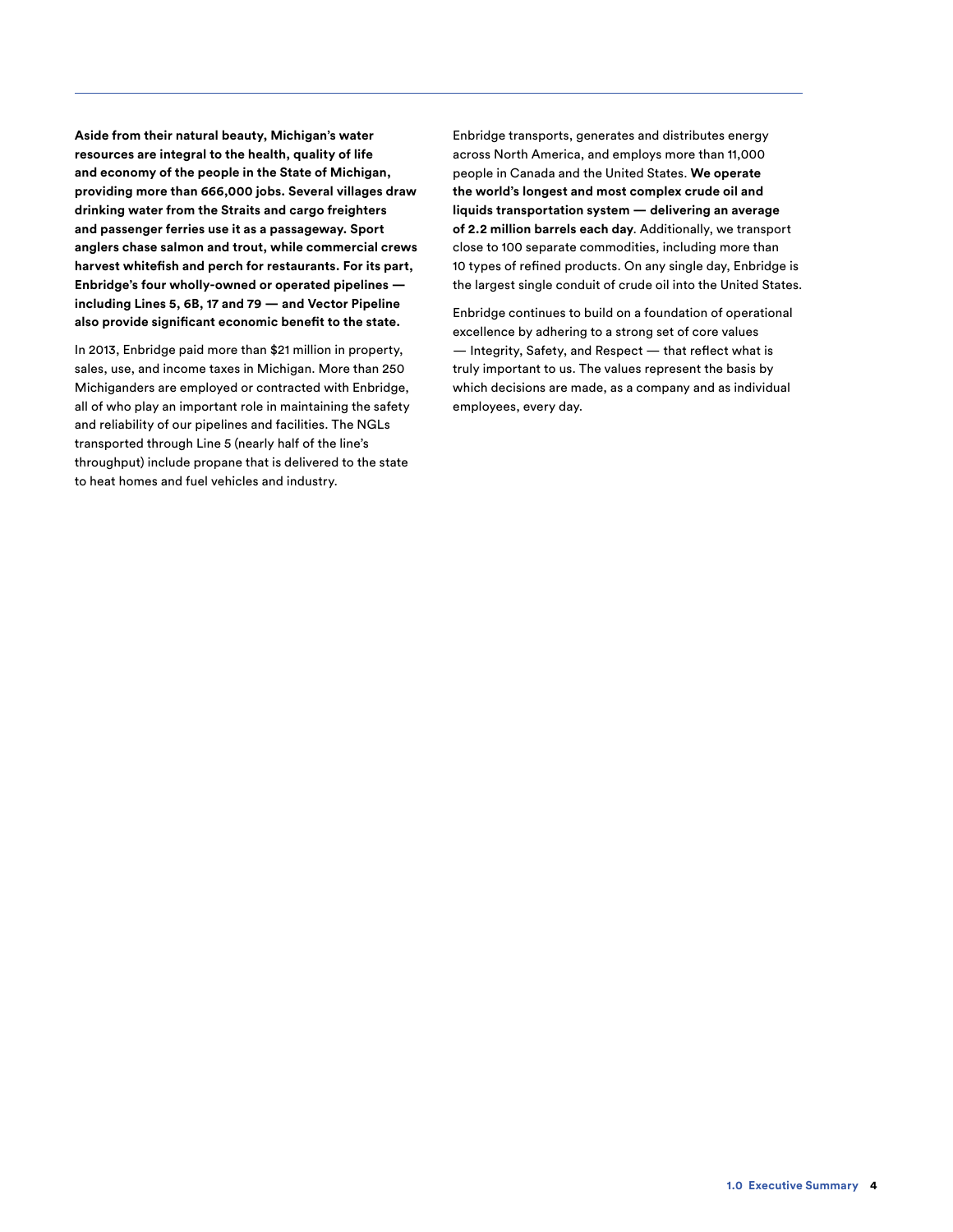**Aside from their natural beauty, Michigan's water resources are integral to the health, quality of life and economy of the people in the State of Michigan, providing more than 666,000 jobs. Several villages draw drinking water from the Straits and cargo freighters and passenger ferries use it as a passageway. Sport anglers chase salmon and trout, while commercial crews harvest whitefish and perch for restaurants. For its part, Enbridge's four wholly-owned or operated pipelines — including Lines 5, 6B, 17 and 79 — and Vector Pipeline also provide significant economic benefit to the state.**

In 2013, Enbridge paid more than $21 million in property, sales, use, and income taxes in Michigan. More than 250 Michiganders are employed or contracted with Enbridge, all of who play an important role in maintaining the safety and reliability of our pipelines and facilities. The NGLs transported through Line 5 (nearly half of the line's throughput) include propane that is delivered to the state to heat homes and fuel vehicles and industry.

Enbridge transports, generates and distributes energy across North America, and employs more than 11,000 people in Canada and the United States. **We operate the world's longest and most complex crude oil and liquids transportation system — delivering an average of 2.2 million barrels each day**. Additionally, we transport close to 100 separate commodities, including more than 10 types of refined products. On any single day, Enbridge is the largest single conduit of crude oil into the United States.

Enbridge continues to build on a foundation of operational excellence by adhering to a strong set of core values — Integrity, Safety, and Respect — that reflect what is truly important to us. The values represent the basis by which decisions are made, as a company and as individual employees, every day.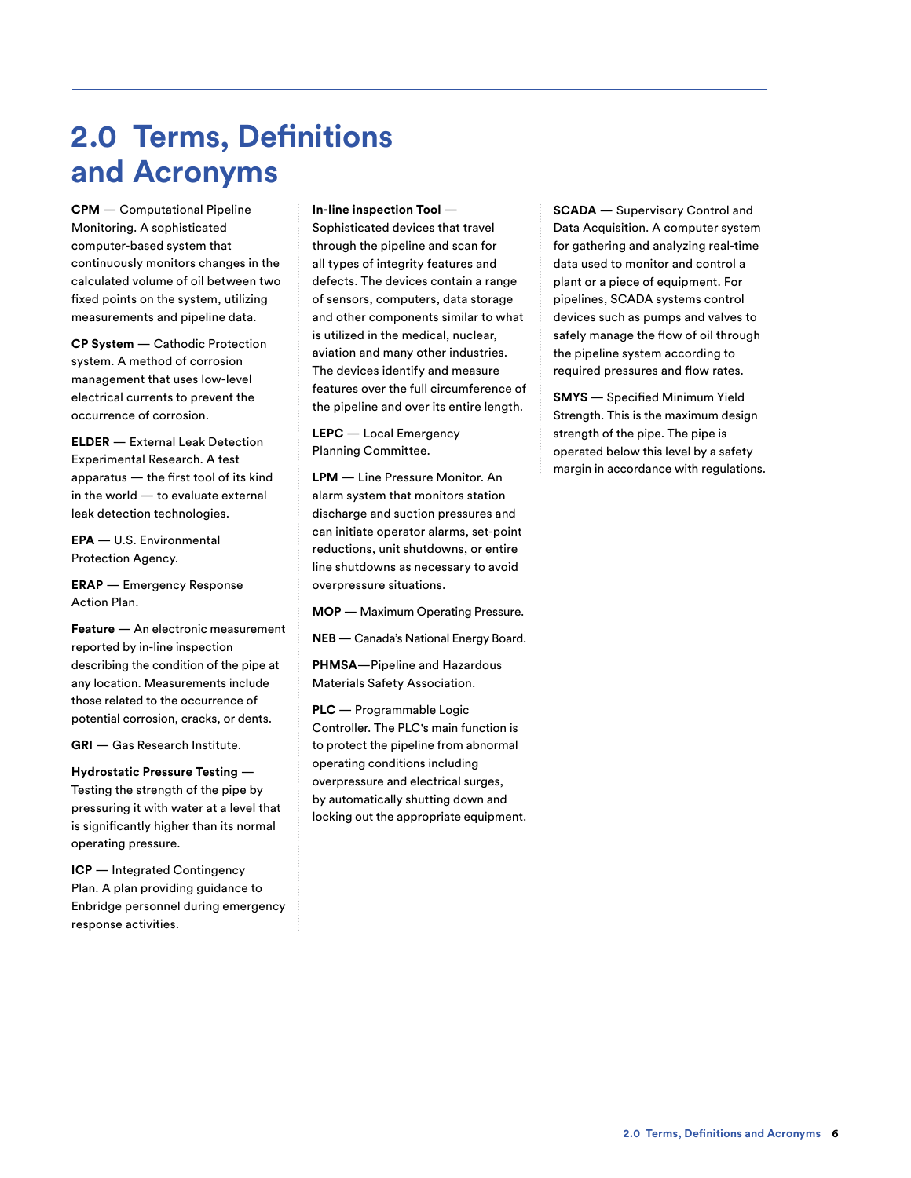# 2.0 Terms, Definitions and Acronyms

**CPM** — Computational Pipeline Monitoring. A sophisticated computer-based system that continuously monitors changes in the calculated volume of oil between two fixed points on the system, utilizing measurements and pipeline data.

**CP System** — Cathodic Protection system. A method of corrosion management that uses low-level electrical currents to prevent the occurrence of corrosion.

**ELDER** — External Leak Detection Experimental Research. A test apparatus — the first tool of its kind in the world — to evaluate external leak detection technologies.

**EPA** — U.S. Environmental Protection Agency.

**ERAP** — Emergency Response Action Plan.

**Feature** — An electronic measurement reported by in-line inspection describing the condition of the pipe at any location. Measurements include those related to the occurrence of potential corrosion, cracks, or dents.

**GRI** — Gas Research Institute.

**Hydrostatic Pressure Testing** — Testing the strength of the pipe by pressuring it with water at a level that is significantly higher than its normal operating pressure.

**ICP** — Integrated Contingency Plan. A plan providing guidance to Enbridge personnel during emergency response activities.

**In-line inspection Tool** — Sophisticated devices that travel through the pipeline and scan for all types of integrity features and defects. The devices contain a range of sensors, computers, data storage and other components similar to what is utilized in the medical, nuclear, aviation and many other industries. The devices identify and measure features over the full circumference of the pipeline and over its entire length.

**LEPC** — Local Emergency Planning Committee.

**LPM** — Line Pressure Monitor. An alarm system that monitors station discharge and suction pressures and can initiate operator alarms, set-point reductions, unit shutdowns, or entire line shutdowns as necessary to avoid overpressure situations.

**MOP** — Maximum Operating Pressure.

**NEB** — Canada's National Energy Board.

**PHMSA**—Pipeline and Hazardous Materials Safety Association.

**PLC** — Programmable Logic Controller. The PLC's main function is to protect the pipeline from abnormal operating conditions including overpressure and electrical surges, by automatically shutting down and locking out the appropriate equipment.

**SCADA** — Supervisory Control and Data Acquisition. A computer system for gathering and analyzing real-time data used to monitor and control a plant or a piece of equipment. For pipelines, SCADA systems control devices such as pumps and valves to safely manage the flow of oil through the pipeline system according to required pressures and flow rates.

**SMYS** — Specified Minimum Yield Strength. This is the maximum design strength of the pipe. The pipe is operated below this level by a safety margin in accordance with regulations.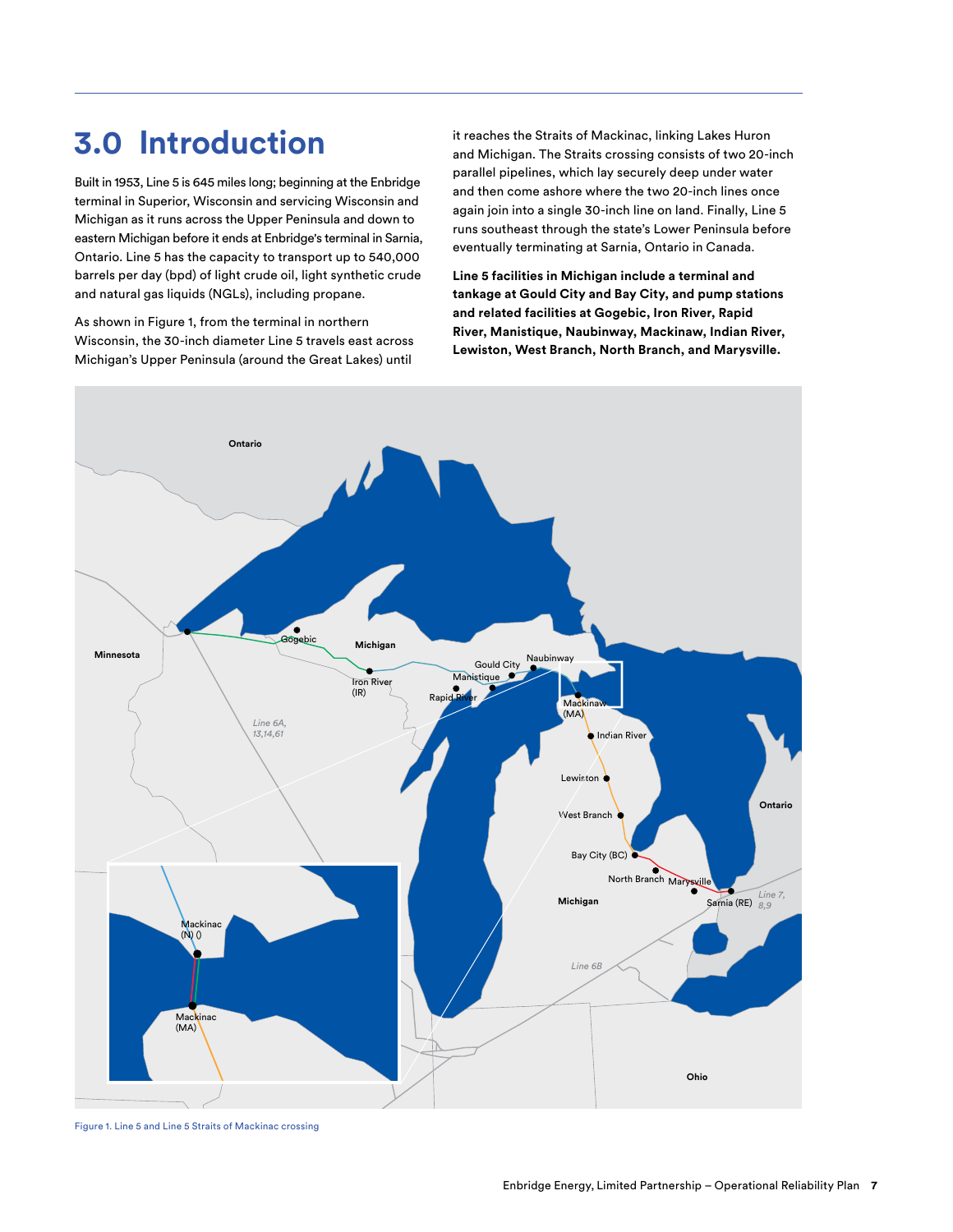# 3.0 Introduction

Built in 1953, Line 5 is 645 miles long; beginning at the Enbridge terminal in Superior, Wisconsin and servicing Wisconsin and Michigan as it runs across the Upper Peninsula and down to eastern Michigan before it ends at Enbridge's terminal in Sarnia, Ontario. Line 5 has the capacity to transport up to 540,000 barrels per day (bpd) of light crude oil, light synthetic crude and natural gas liquids (NGLs), including propane.

As shown in Figure 1, from the terminal in northern Wisconsin, the 30-inch diameter Line 5 travels east across Michigan's Upper Peninsula (around the Great Lakes) until it reaches the Straits of Mackinac, linking Lakes Huron and Michigan. The Straits crossing consists of two 20-inch parallel pipelines, which lay securely deep under water and then come ashore where the two 20-inch lines once again join into a single 30-inch line on land. Finally, Line 5 runs southeast through the state's Lower Peninsula before eventually terminating at Sarnia, Ontario in Canada.

**Line 5 facilities in Michigan include a terminal and tankage at Gould City and Bay City, and pump stations and related facilities at Gogebic, Iron River, Rapid River, Manistique, Naubinway, Mackinaw, Indian River, Lewiston, West Branch, North Branch, and Marysville.**

Figure 1. Line 5 and Line 5 Straits of Mackinac crossing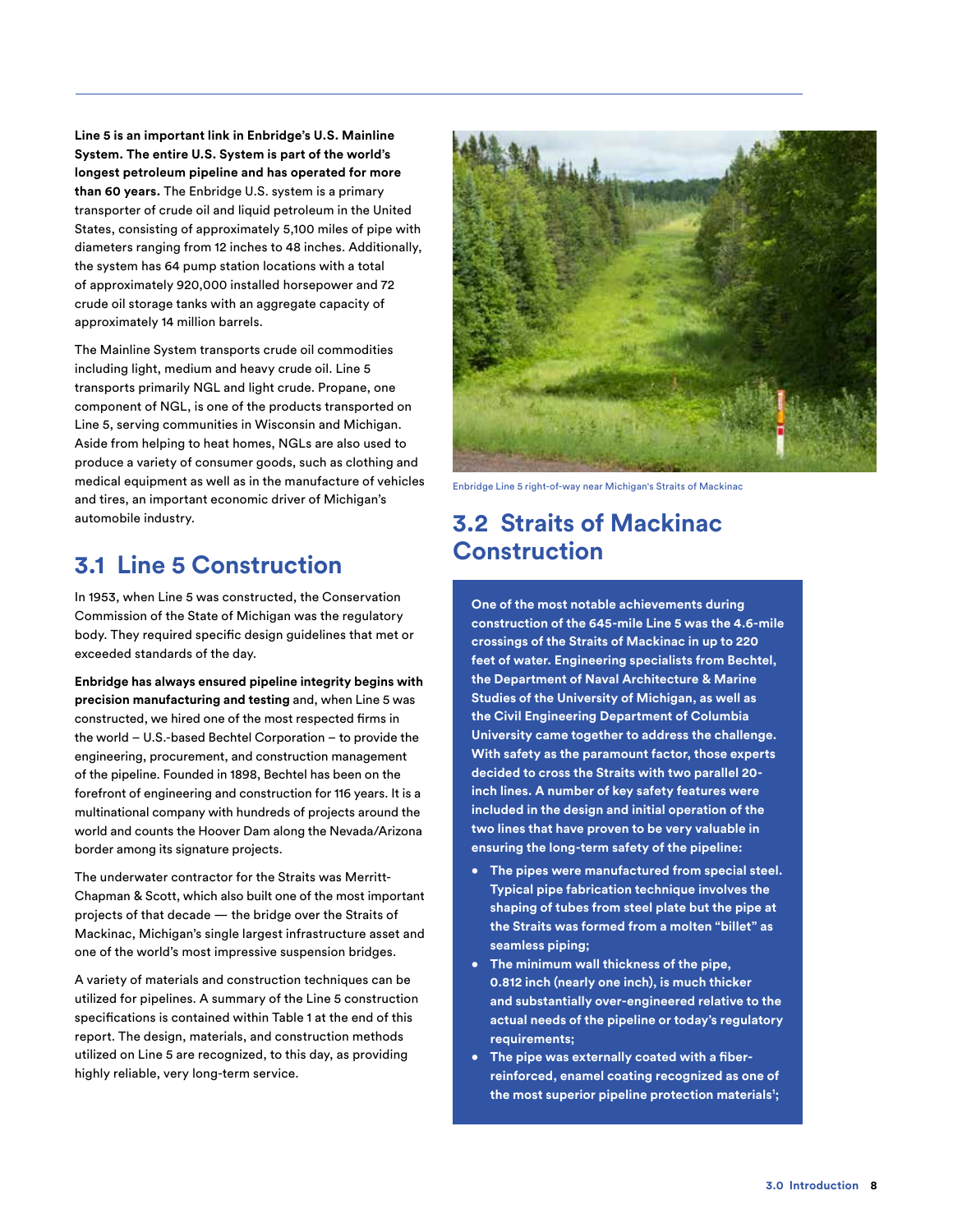**Line 5 is an important link in Enbridge's U.S. Mainline System. The entire U.S. System is part of the world's longest petroleum pipeline and has operated for more than 60 years.** The Enbridge U.S. system is a primary transporter of crude oil and liquid petroleum in the United States, consisting of approximately 5,100 miles of pipe with diameters ranging from 12 inches to 48 inches. Additionally, the system has 64 pump station locations with a total of approximately 920,000 installed horsepower and 72 crude oil storage tanks with an aggregate capacity of approximately 14 million barrels.

The Mainline System transports crude oil commodities including light, medium and heavy crude oil. Line 5 transports primarily NGL and light crude. Propane, one component of NGL, is one of the products transported on Line 5, serving communities in Wisconsin and Michigan. Aside from helping to heat homes, NGLs are also used to produce a variety of consumer goods, such as clothing and medical equipment as well as in the manufacture of vehicles and tires, an important economic driver of Michigan's automobile industry.

## 3.1 Line 5 Construction

In 1953, when Line 5 was constructed, the Conservation Commission of the State of Michigan was the regulatory body. They required specific design guidelines that met or exceeded standards of the day.

**Enbridge has always ensured pipeline integrity begins with precision manufacturing and testing** and, when Line 5 was constructed, we hired one of the most respected firms in the world – U.S.-based Bechtel Corporation – to provide the engineering, procurement, and construction management of the pipeline. Founded in 1898, Bechtel has been on the forefront of engineering and construction for 116 years. It is a multinational company with hundreds of projects around the world and counts the Hoover Dam along the Nevada/Arizona border among its signature projects.

The underwater contractor for the Straits was Merritt-Chapman & Scott, which also built one of the most important projects of that decade — the bridge over the Straits of Mackinac, Michigan's single largest infrastructure asset and one of the world's most impressive suspension bridges.

A variety of materials and construction techniques can be utilized for pipelines. A summary of the Line 5 construction specifications is contained within Table 1 at the end of this report. The design, materials, and construction methods utilized on Line 5 are recognized, to this day, as providing highly reliable, very long-term service.

Enbridge Line 5 right-of-way near Michigan's Straits of Mackinac

## 3.2 Straits of Mackinac Construction

**One of the most notable achievements during construction of the 645-mile Line 5 was the 4.6-mile crossings of the Straits of Mackinac in up to 220 feet of water. Engineering specialists from Bechtel, the Department of Naval Architecture & Marine Studies of the University of Michigan, as well as the Civil Engineering Department of Columbia University came together to address the challenge. With safety as the paramount factor, those experts decided to cross the Straits with two parallel 20-inch lines. A number of key safety features were included in the design and initial operation of the two lines that have proven to be very valuable in ensuring the long-term safety of the pipeline:**

- **The pipes were manufactured from special steel. Typical pipe fabrication technique involves the shaping of tubes from steel plate but the pipe at the Straits was formed from a molten "billet" as seamless piping;**
- **The minimum wall thickness of the pipe, 0.812 inch (nearly one inch), is much thicker and substantially over-engineered relative to the actual needs of the pipeline or today's regulatory requirements;**
- **The pipe was externally coated with a fiber-reinforced, enamel coating recognized as one of the most superior pipeline protection materials[1];**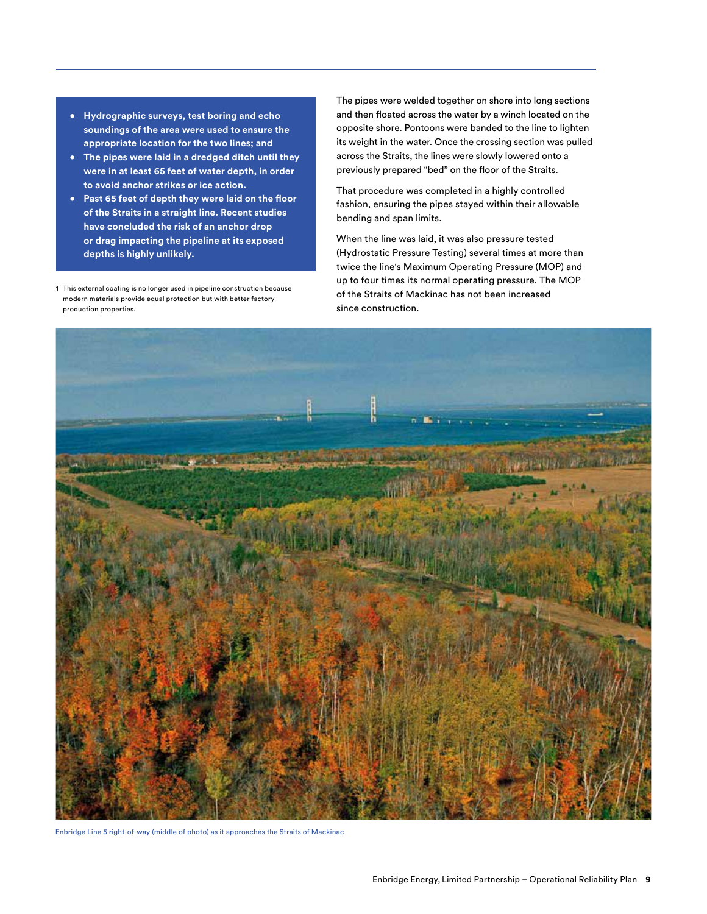- **Hydrographic surveys, test boring and echo soundings of the area were used to ensure the appropriate location for the two lines; and**
- **The pipes were laid in a dredged ditch until they were in at least 65 feet of water depth, in order to avoid anchor strikes or ice action.**
- **Past 65 feet of depth they were laid on the floor of the Straits in a straight line. Recent studies have concluded the risk of an anchor drop or drag impacting the pipeline at its exposed depths is highly unlikely.**

1 This external coating is no longer used in pipeline construction because modern materials provide equal protection but with better factory production properties.

The pipes were welded together on shore into long sections and then floated across the water by a winch located on the opposite shore. Pontoons were banded to the line to lighten its weight in the water. Once the crossing section was pulled across the Straits, the lines were slowly lowered onto a previously prepared "bed" on the floor of the Straits.

That procedure was completed in a highly controlled fashion, ensuring the pipes stayed within their allowable bending and span limits.

When the line was laid, it was also pressure tested (Hydrostatic Pressure Testing) several times at more than twice the line's Maximum Operating Pressure (MOP) and up to four times its normal operating pressure. The MOP of the Straits of Mackinac has not been increased since construction.

Enbridge Line 5 right-of-way (middle of photo) as it approaches the Straits of Mackinac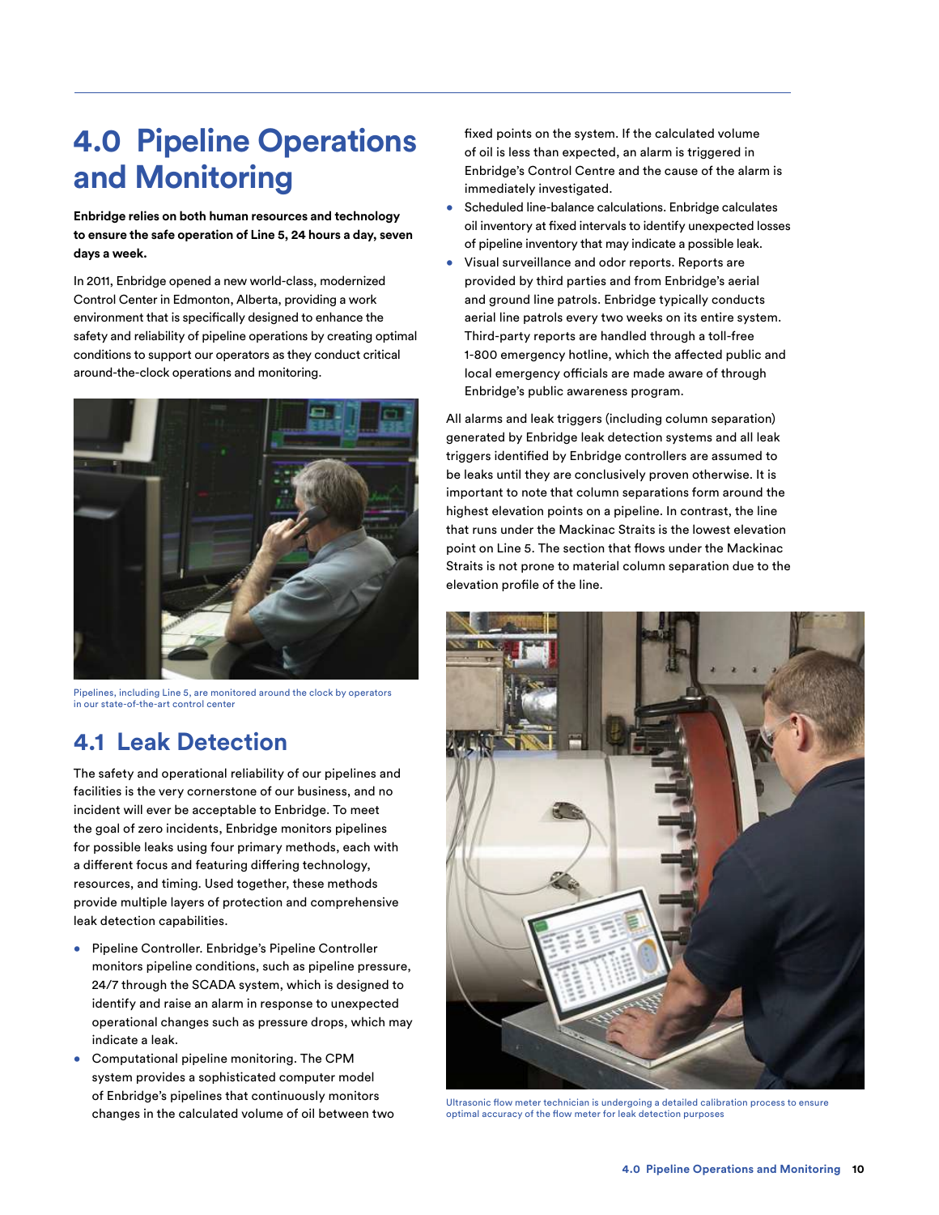# 4.0 Pipeline Operations and Monitoring

**Enbridge relies on both human resources and technology to ensure the safe operation of Line 5, 24 hours a day, seven days a week.**

In 2011, Enbridge opened a new world-class, modernized Control Center in Edmonton, Alberta, providing a work environment that is specifically designed to enhance the safety and reliability of pipeline operations by creating optimal conditions to support our operators as they conduct critical around-the-clock operations and monitoring.

Pipelines, including Line 5, are monitored around the clock by operators in our state-of-the-art control center

## 4.1 Leak Detection

The safety and operational reliability of our pipelines and facilities is the very cornerstone of our business, and no incident will ever be acceptable to Enbridge. To meet the goal of zero incidents, Enbridge monitors pipelines for possible leaks using four primary methods, each with a different focus and featuring differing technology, resources, and timing. Used together, these methods provide multiple layers of protection and comprehensive leak detection capabilities.

- Pipeline Controller. Enbridge's Pipeline Controller monitors pipeline conditions, such as pipeline pressure, 24/7 through the SCADA system, which is designed to identify and raise an alarm in response to unexpected operational changes such as pressure drops, which may indicate a leak.
- Computational pipeline monitoring. The CPM system provides a sophisticated computer model of Enbridge's pipelines that continuously monitors changes in the calculated volume of oil between two fixed points on the system. If the calculated volume of oil is less than expected, an alarm is triggered in Enbridge's Control Centre and the cause of the alarm is immediately investigated.
- Scheduled line-balance calculations. Enbridge calculates oil inventory at fixed intervals to identify unexpected losses of pipeline inventory that may indicate a possible leak.
- Visual surveillance and odor reports. Reports are provided by third parties and from Enbridge's aerial and ground line patrols. Enbridge typically conducts aerial line patrols every two weeks on its entire system. Third-party reports are handled through a toll-free 1-800 emergency hotline, which the affected public and local emergency officials are made aware of through Enbridge's public awareness program.

All alarms and leak triggers (including column separation) generated by Enbridge leak detection systems and all leak triggers identified by Enbridge controllers are assumed to be leaks until they are conclusively proven otherwise. It is important to note that column separations form around the highest elevation points on a pipeline. In contrast, the line that runs under the Mackinac Straits is the lowest elevation point on Line 5. The section that flows under the Mackinac Straits is not prone to material column separation due to the elevation profile of the line.

Ultrasonic flow meter technician is undergoing a detailed calibration process to ensure optimal accuracy of the flow meter for leak detection purposes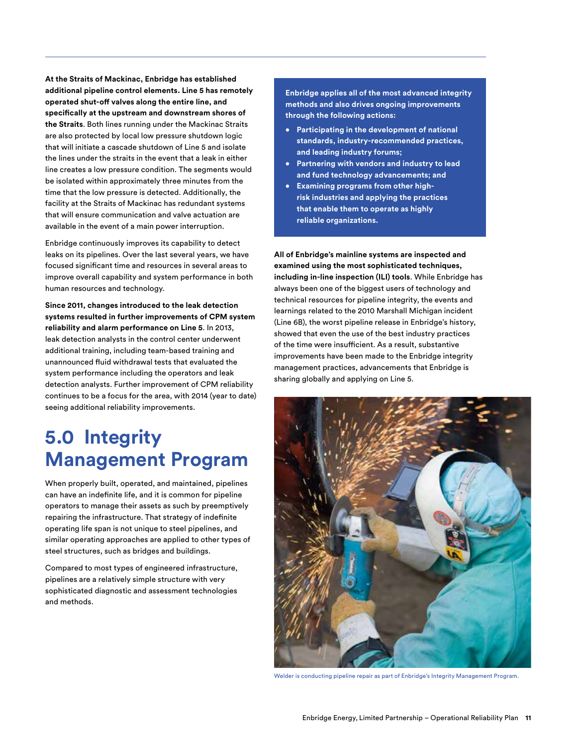**At the Straits of Mackinac, Enbridge has established additional pipeline control elements. Line 5 has remotely operated shut-off valves along the entire line, and specifically at the upstream and downstream shores of the Straits**. Both lines running under the Mackinac Straits are also protected by local low pressure shutdown logic that will initiate a cascade shutdown of Line 5 and isolate the lines under the straits in the event that a leak in either line creates a low pressure condition. The segments would be isolated within approximately three minutes from the time that the low pressure is detected. Additionally, the facility at the Straits of Mackinac has redundant systems that will ensure communication and valve actuation are available in the event of a main power interruption.

Enbridge continuously improves its capability to detect leaks on its pipelines. Over the last several years, we have focused significant time and resources in several areas to improve overall capability and system performance in both human resources and technology.

**Since 2011, changes introduced to the leak detection systems resulted in further improvements of CPM system reliability and alarm performance on Line 5**. In 2013, leak detection analysts in the control center underwent additional training, including team-based training and unannounced fluid withdrawal tests that evaluated the system performance including the operators and leak detection analysts. Further improvement of CPM reliability continues to be a focus for the area, with 2014 (year to date) seeing additional reliability improvements.

# 5.0 Integrity Management Program

When properly built, operated, and maintained, pipelines can have an indefinite life, and it is common for pipeline operators to manage their assets as such by preemptively repairing the infrastructure. That strategy of indefinite operating life span is not unique to steel pipelines, and similar operating approaches are applied to other types of steel structures, such as bridges and buildings.

Compared to most types of engineered infrastructure, pipelines are a relatively simple structure with very sophisticated diagnostic and assessment technologies and methods.

**Enbridge applies all of the most advanced integrity methods and also drives ongoing improvements through the following actions:**

- **Participating in the development of national standards, industry-recommended practices, and leading industry forums;**
- **Partnering with vendors and industry to lead and fund technology advancements; and**
- **Examining programs from other high-risk industries and applying the practices that enable them to operate as highly reliable organizations.**

**All of Enbridge's mainline systems are inspected and examined using the most sophisticated techniques, including in-line inspection (ILI) tools**. While Enbridge has always been one of the biggest users of technology and technical resources for pipeline integrity, the events and learnings related to the 2010 Marshall Michigan incident (Line 6B), the worst pipeline release in Enbridge's history, showed that even the use of the best industry practices of the time were insufficient. As a result, substantive improvements have been made to the Enbridge integrity management practices, advancements that Enbridge is sharing globally and applying on Line 5.

Welder is conducting pipeline repair as part of Enbridge's Integrity Management Program.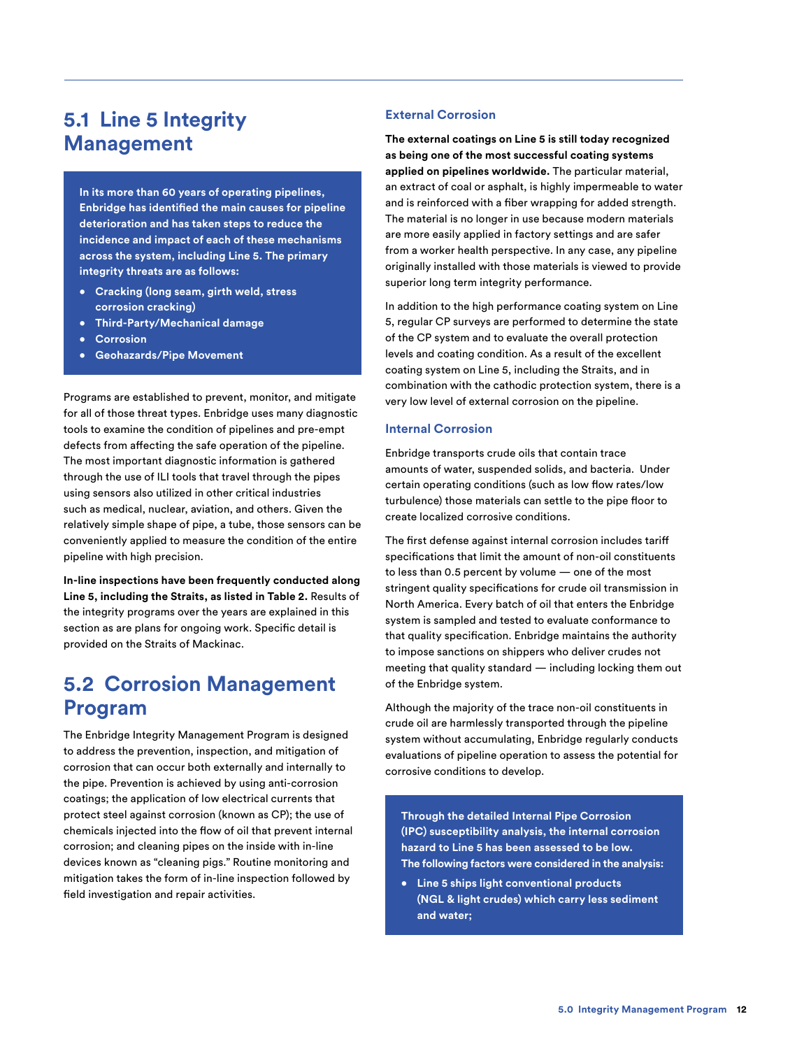## 5.1 Line 5 Integrity Management

**In its more than 60 years of operating pipelines, Enbridge has identified the main causes for pipeline deterioration and has taken steps to reduce the incidence and impact of each of these mechanisms across the system, including Line 5. The primary integrity threats are as follows:**

- **Cracking (long seam, girth weld, stress corrosion cracking)**
- **Third-Party/Mechanical damage**
- **Corrosion**
- **Geohazards/Pipe Movement**

Programs are established to prevent, monitor, and mitigate for all of those threat types. Enbridge uses many diagnostic tools to examine the condition of pipelines and pre-empt defects from affecting the safe operation of the pipeline. The most important diagnostic information is gathered through the use of ILI tools that travel through the pipes using sensors also utilized in other critical industries such as medical, nuclear, aviation, and others. Given the relatively simple shape of pipe, a tube, those sensors can be conveniently applied to measure the condition of the entire pipeline with high precision.

**In-line inspections have been frequently conducted along Line 5, including the Straits, as listed in Table 2.** Results of the integrity programs over the years are explained in this section as are plans for ongoing work. Specific detail is provided on the Straits of Mackinac.

## 5.2 Corrosion Management Program

The Enbridge Integrity Management Program is designed to address the prevention, inspection, and mitigation of corrosion that can occur both externally and internally to the pipe. Prevention is achieved by using anti-corrosion coatings; the application of low electrical currents that protect steel against corrosion (known as CP); the use of chemicals injected into the flow of oil that prevent internal corrosion; and cleaning pipes on the inside with in-line devices known as "cleaning pigs." Routine monitoring and mitigation takes the form of in-line inspection followed by field investigation and repair activities.

### External Corrosion

**The external coatings on Line 5 is still today recognized as being one of the most successful coating systems applied on pipelines worldwide.** The particular material, an extract of coal or asphalt, is highly impermeable to water and is reinforced with a fiber wrapping for added strength. The material is no longer in use because modern materials are more easily applied in factory settings and are safer from a worker health perspective. In any case, any pipeline originally installed with those materials is viewed to provide superior long term integrity performance.

In addition to the high performance coating system on Line 5, regular CP surveys are performed to determine the state of the CP system and to evaluate the overall protection levels and coating condition. As a result of the excellent coating system on Line 5, including the Straits, and in combination with the cathodic protection system, there is a very low level of external corrosion on the pipeline.

### Internal Corrosion

Enbridge transports crude oils that contain trace amounts of water, suspended solids, and bacteria. Under certain operating conditions (such as low flow rates/low turbulence) those materials can settle to the pipe floor to create localized corrosive conditions.

The first defense against internal corrosion includes tariff specifications that limit the amount of non-oil constituents to less than 0.5 percent by volume — one of the most stringent quality specifications for crude oil transmission in North America. Every batch of oil that enters the Enbridge system is sampled and tested to evaluate conformance to that quality specification. Enbridge maintains the authority to impose sanctions on shippers who deliver crudes not meeting that quality standard — including locking them out of the Enbridge system.

Although the majority of the trace non-oil constituents in crude oil are harmlessly transported through the pipeline system without accumulating, Enbridge regularly conducts evaluations of pipeline operation to assess the potential for corrosive conditions to develop.

**Through the detailed Internal Pipe Corrosion (IPC) susceptibility analysis, the internal corrosion hazard to Line 5 has been assessed to be low. The following factors were considered in the analysis:**

- **Line 5 ships light conventional products (NGL & light crudes) which carry less sediment and water;**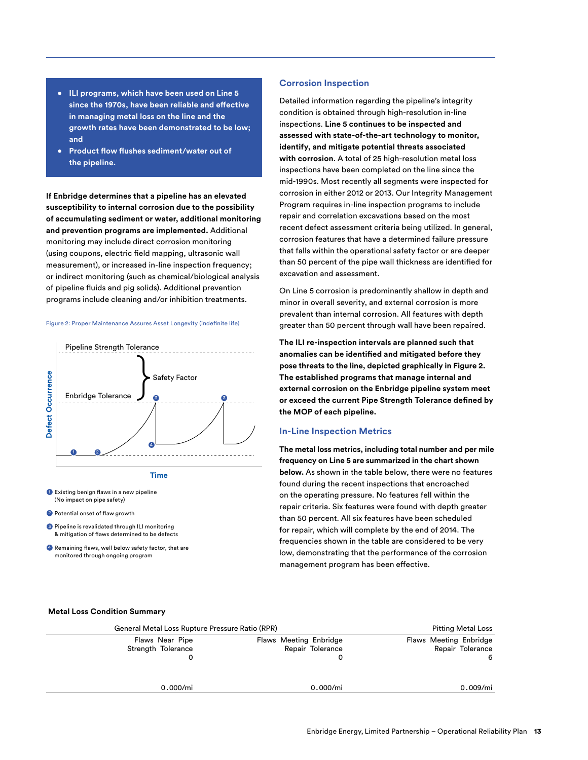- **ILI programs, which have been used on Line 5 since the 1970s, have been reliable and effective in managing metal loss on the line and the growth rates have been demonstrated to be low; and**
- **Product flow flushes sediment/water out of the pipeline.**

**If Enbridge determines that a pipeline has an elevated susceptibility to internal corrosion due to the possibility of accumulating sediment or water, additional monitoring and prevention programs are implemented.** Additional monitoring may include direct corrosion monitoring (using coupons, electric field mapping, ultrasonic wall measurement), or increased in-line inspection frequency; or indirect monitoring (such as chemical/biological analysis of pipeline fluids and pig solids). Additional prevention programs include cleaning and/or inhibition treatments.

Figure 2: Proper Maintenance Assures Asset Longevity (indefinite life)

Pipeline Strength Tolerance

Safety Factor

Enbridge Tolerance

Defect Occurrence

Time

1. Existing benign flaws in a new pipeline (No impact on pipe safety)
2. Potential onset of flaw growth
3. Pipeline is revalidated through ILI monitoring & mitigation of flaws determined to be defects
4. Remaining flaws, well below safety factor, that are monitored through ongoing program

## Corrosion Inspection

Detailed information regarding the pipeline's integrity condition is obtained through high-resolution in-line inspections. **Line 5 continues to be inspected and assessed with state-of-the-art technology to monitor, identify, and mitigate potential threats associated with corrosion**. A total of 25 high-resolution metal loss inspections have been completed on the line since the mid-1990s. Most recently all segments were inspected for corrosion in either 2012 or 2013. Our Integrity Management Program requires in-line inspection programs to include repair and correlation excavations based on the most recent defect assessment criteria being utilized. In general, corrosion features that have a determined failure pressure that falls within the operational safety factor or are deeper than 50 percent of the pipe wall thickness are identified for excavation and assessment.

On Line 5 corrosion is predominantly shallow in depth and minor in overall severity, and external corrosion is more prevalent than internal corrosion. All features with depth greater than 50 percent through wall have been repaired.

**The ILI re-inspection intervals are planned such that anomalies can be identified and mitigated before they pose threats to the line, depicted graphically in Figure 2. The established programs that manage internal and external corrosion on the Enbridge pipeline system meet or exceed the current Pipe Strength Tolerance defined by the MOP of each pipeline.**

## In-Line Inspection Metrics

**The metal loss metrics, including total number and per mile frequency on Line 5 are summarized in the chart shown below.** As shown in the table below, there were no features found during the recent inspections that encroached on the operating pressure. No features fell within the repair criteria. Six features were found with depth greater than 50 percent. All six features have been scheduled for repair, which will complete by the end of 2014. The frequencies shown in the table are considered to be very low, demonstrating that the performance of the corrosion management program has been effective.

**Metal Loss Condition Summary**

| General Metal Loss Rupture Pressure Ratio (RPR) | | Pitting Metal Loss |
|---|---|---|
| Flaws Near Pipe Strength Tolerance | Flaws Meeting Enbridge Repair Tolerance | Flaws Meeting Enbridge Repair Tolerance |
| 0 | 0 | 6 |
| 0.000/mi | 0.000/mi | 0.009/mi |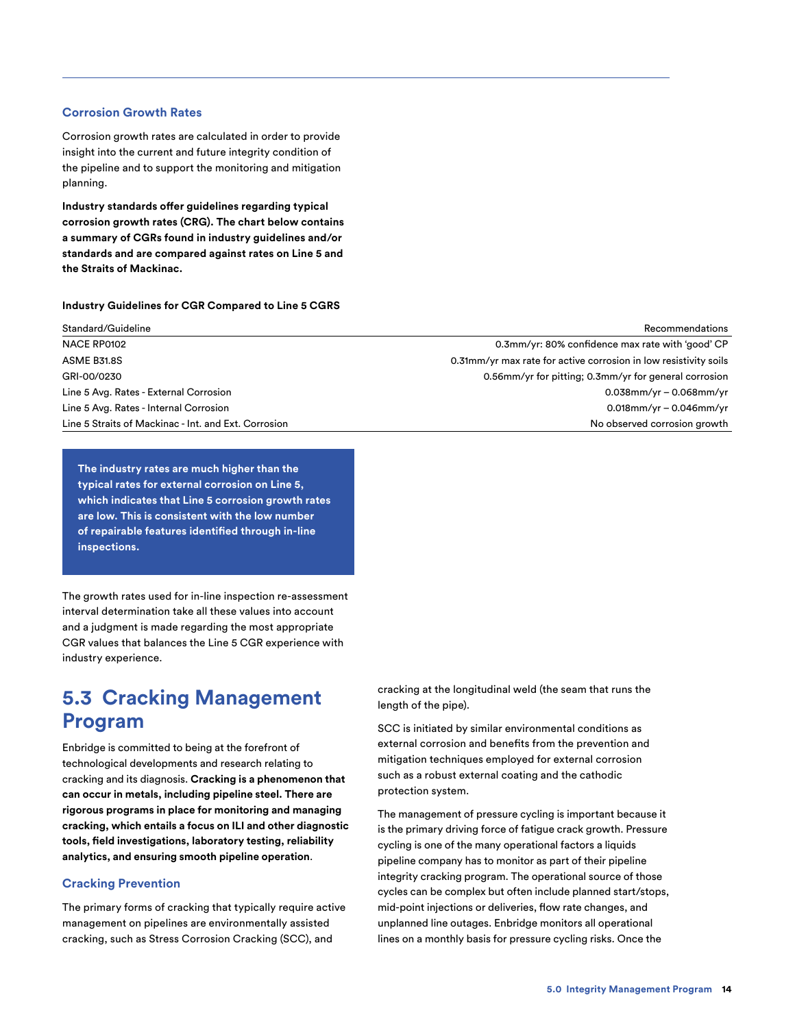### Corrosion Growth Rates

Corrosion growth rates are calculated in order to provide insight into the current and future integrity condition of the pipeline and to support the monitoring and mitigation planning.

**Industry standards offer guidelines regarding typical corrosion growth rates (CRG). The chart below contains a summary of CGRs found in industry guidelines and/or standards and are compared against rates on Line 5 and the Straits of Mackinac.**

**Industry Guidelines for CGR Compared to Line 5 CGRS**

| Standard/Guideline | Recommendations |
|---|---|
| NACE RP0102 | 0.3mm/yr: 80% confidence max rate with 'good' CP |
| ASME B31.8S | 0.31mm/yr max rate for active corrosion in low resistivity soils |
| GRI-00/0230 | 0.56mm/yr for pitting; 0.3mm/yr for general corrosion |
| Line 5 Avg. Rates - External Corrosion | 0.038mm/yr – 0.068mm/yr |
| Line 5 Avg. Rates - Internal Corrosion | 0.018mm/yr – 0.046mm/yr |
| Line 5 Straits of Mackinac - Int. and Ext. Corrosion | No observed corrosion growth |

**The industry rates are much higher than the typical rates for external corrosion on Line 5, which indicates that Line 5 corrosion growth rates are low. This is consistent with the low number of repairable features identified through in-line inspections.**

The growth rates used for in-line inspection re-assessment interval determination take all these values into account and a judgment is made regarding the most appropriate CGR values that balances the Line 5 CGR experience with industry experience.

## 5.3 Cracking Management Program

Enbridge is committed to being at the forefront of technological developments and research relating to cracking and its diagnosis. **Cracking is a phenomenon that can occur in metals, including pipeline steel. There are rigorous programs in place for monitoring and managing cracking, which entails a focus on ILI and other diagnostic tools, field investigations, laboratory testing, reliability analytics, and ensuring smooth pipeline operation**.

### Cracking Prevention

The primary forms of cracking that typically require active management on pipelines are environmentally assisted cracking, such as Stress Corrosion Cracking (SCC), and cracking at the longitudinal weld (the seam that runs the length of the pipe).

SCC is initiated by similar environmental conditions as external corrosion and benefits from the prevention and mitigation techniques employed for external corrosion such as a robust external coating and the cathodic protection system.

The management of pressure cycling is important because it is the primary driving force of fatigue crack growth. Pressure cycling is one of the many operational factors a liquids pipeline company has to monitor as part of their pipeline integrity cracking program. The operational source of those cycles can be complex but often include planned start/stops, mid-point injections or deliveries, flow rate changes, and unplanned line outages. Enbridge monitors all operational lines on a monthly basis for pressure cycling risks. Once the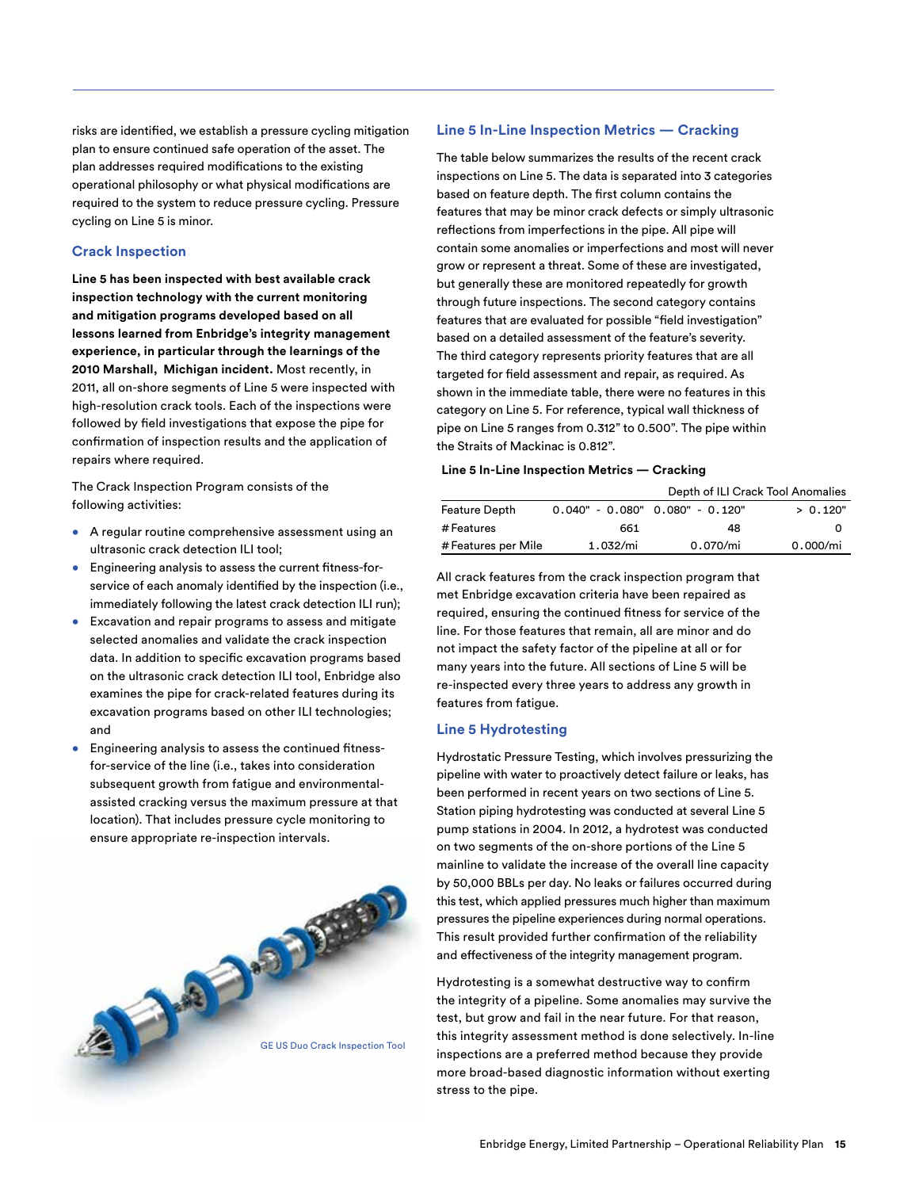risks are identified, we establish a pressure cycling mitigation plan to ensure continued safe operation of the asset. The plan addresses required modifications to the existing operational philosophy or what physical modifications are required to the system to reduce pressure cycling. Pressure cycling on Line 5 is minor.

### Crack Inspection

**Line 5 has been inspected with best available crack inspection technology with the current monitoring and mitigation programs developed based on all lessons learned from Enbridge's integrity management experience, in particular through the learnings of the 2010 Marshall, Michigan incident.** Most recently, in 2011, all on-shore segments of Line 5 were inspected with high-resolution crack tools. Each of the inspections were followed by field investigations that expose the pipe for confirmation of inspection results and the application of repairs where required.

The Crack Inspection Program consists of the following activities:

- A regular routine comprehensive assessment using an ultrasonic crack detection ILI tool;
- Engineering analysis to assess the current fitness-for-service of each anomaly identified by the inspection (i.e., immediately following the latest crack detection ILI run);
- Excavation and repair programs to assess and mitigate selected anomalies and validate the crack inspection data. In addition to specific excavation programs based on the ultrasonic crack detection ILI tool, Enbridge also examines the pipe for crack-related features during its excavation programs based on other ILI technologies; and
- Engineering analysis to assess the continued fitness-for-service of the line (i.e., takes into consideration subsequent growth from fatigue and environmental-assisted cracking versus the maximum pressure at that location). That includes pressure cycle monitoring to ensure appropriate re-inspection intervals.

GE US Duo Crack Inspection Tool

### Line 5 In-Line Inspection Metrics — Cracking

The table below summarizes the results of the recent crack inspections on Line 5. The data is separated into 3 categories based on feature depth. The first column contains the features that may be minor crack defects or simply ultrasonic reflections from imperfections in the pipe. All pipe will contain some anomalies or imperfections and most will never grow or represent a threat. Some of these are investigated, but generally these are monitored repeatedly for growth through future inspections. The second category contains features that are evaluated for possible "field investigation" based on a detailed assessment of the feature's severity. The third category represents priority features that are all targeted for field assessment and repair, as required. As shown in the immediate table, there were no features in this category on Line 5. For reference, typical wall thickness of pipe on Line 5 ranges from 0.312" to 0.500". The pipe within the Straits of Mackinac is 0.812".

**Line 5 In-Line Inspection Metrics — Cracking**

| | Depth of ILI Crack Tool Anomalies | | |
|---|---|---|---|
| Feature Depth | 0.040" - 0.080" | 0.080" - 0.120" | > 0.120" |
| # Features | 661 | 48 | 0 |
| # Features per Mile | 1.032/mi | 0.070/mi | 0.000/mi |

All crack features from the crack inspection program that met Enbridge excavation criteria have been repaired as required, ensuring the continued fitness for service of the line. For those features that remain, all are minor and do not impact the safety factor of the pipeline at all or for many years into the future. All sections of Line 5 will be re-inspected every three years to address any growth in features from fatigue.

### Line 5 Hydrotesting

Hydrostatic Pressure Testing, which involves pressurizing the pipeline with water to proactively detect failure or leaks, has been performed in recent years on two sections of Line 5. Station piping hydrotesting was conducted at several Line 5 pump stations in 2004. In 2012, a hydrotest was conducted on two segments of the on-shore portions of the Line 5 mainline to validate the increase of the overall line capacity by 50,000 BBLs per day. No leaks or failures occurred during this test, which applied pressures much higher than maximum pressures the pipeline experiences during normal operations. This result provided further confirmation of the reliability and effectiveness of the integrity management program.

Hydrotesting is a somewhat destructive way to confirm the integrity of a pipeline. Some anomalies may survive the test, but grow and fail in the near future. For that reason, this integrity assessment method is done selectively. In-line inspections are a preferred method because they provide more broad-based diagnostic information without exerting stress to the pipe.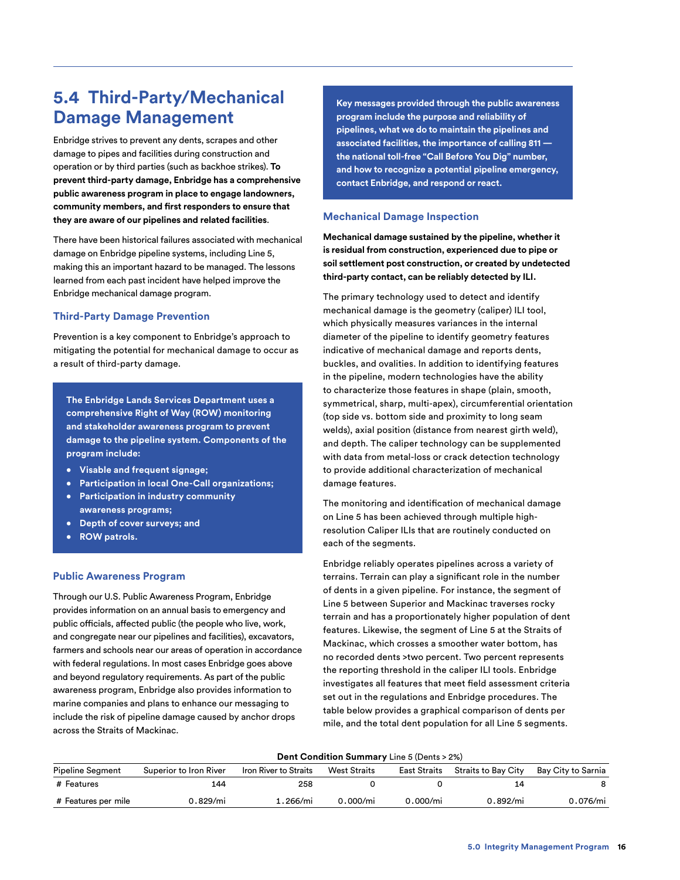## 5.4 Third-Party/Mechanical Damage Management

Enbridge strives to prevent any dents, scrapes and other damage to pipes and facilities during construction and operation or by third parties (such as backhoe strikes). **To prevent third-party damage, Enbridge has a comprehensive public awareness program in place to engage landowners, community members, and first responders to ensure that they are aware of our pipelines and related facilities**.

There have been historical failures associated with mechanical damage on Enbridge pipeline systems, including Line 5, making this an important hazard to be managed. The lessons learned from each past incident have helped improve the Enbridge mechanical damage program.

### Third-Party Damage Prevention

Prevention is a key component to Enbridge's approach to mitigating the potential for mechanical damage to occur as a result of third-party damage.

**The Enbridge Lands Services Department uses a comprehensive Right of Way (ROW) monitoring and stakeholder awareness program to prevent damage to the pipeline system. Components of the program include:**

- **Visable and frequent signage;**
- **Participation in local One-Call organizations;**
- **Participation in industry community awareness programs;**
- **Depth of cover surveys; and**
- **ROW patrols.**

### Public Awareness Program

Through our U.S. Public Awareness Program, Enbridge provides information on an annual basis to emergency and public officials, affected public (the people who live, work, and congregate near our pipelines and facilities), excavators, farmers and schools near our areas of operation in accordance with federal regulations. In most cases Enbridge goes above and beyond regulatory requirements. As part of the public awareness program, Enbridge also provides information to marine companies and plans to enhance our messaging to include the risk of pipeline damage caused by anchor drops across the Straits of Mackinac.

**Key messages provided through the public awareness program include the purpose and reliability of pipelines, what we do to maintain the pipelines and associated facilities, the importance of calling 811 — the national toll-free "Call Before You Dig" number, and how to recognize a potential pipeline emergency, contact Enbridge, and respond or react.**

### Mechanical Damage Inspection

**Mechanical damage sustained by the pipeline, whether it is residual from construction, experienced due to pipe or soil settlement post construction, or created by undetected third-party contact, can be reliably detected by ILI.**

The primary technology used to detect and identify mechanical damage is the geometry (caliper) ILI tool, which physically measures variances in the internal diameter of the pipeline to identify geometry features indicative of mechanical damage and reports dents, buckles, and ovalities. In addition to identifying features in the pipeline, modern technologies have the ability to characterize those features in shape (plain, smooth, symmetrical, sharp, multi-apex), circumferential orientation (top side vs. bottom side and proximity to long seam welds), axial position (distance from nearest girth weld), and depth. The caliper technology can be supplemented with data from metal-loss or crack detection technology to provide additional characterization of mechanical damage features.

The monitoring and identification of mechanical damage on Line 5 has been achieved through multiple high-resolution Caliper ILIs that are routinely conducted on each of the segments.

Enbridge reliably operates pipelines across a variety of terrains. Terrain can play a significant role in the number of dents in a given pipeline. For instance, the segment of Line 5 between Superior and Mackinac traverses rocky terrain and has a proportionately higher population of dent features. Likewise, the segment of Line 5 at the Straits of Mackinac, which crosses a smoother water bottom, has no recorded dents >two percent. Two percent represents the reporting threshold in the caliper ILI tools. Enbridge investigates all features that meet field assessment criteria set out in the regulations and Enbridge procedures. The table below provides a graphical comparison of dents per mile, and the total dent population for all Line 5 segments.

**Dent Condition Summary** Line 5 (Dents > 2%)

| Pipeline Segment | Superior to Iron River | Iron River to Straits | West Straits | East Straits | Straits to Bay City | Bay City to Sarnia |
|---|---|---|---|---|---|---|
| # Features | 144 | 258 | 0 | 0 | 14 | 8 |
| # Features per mile | 0.829/mi | 1.266/mi | 0.000/mi | 0.000/mi | 0.892/mi | 0.076/mi |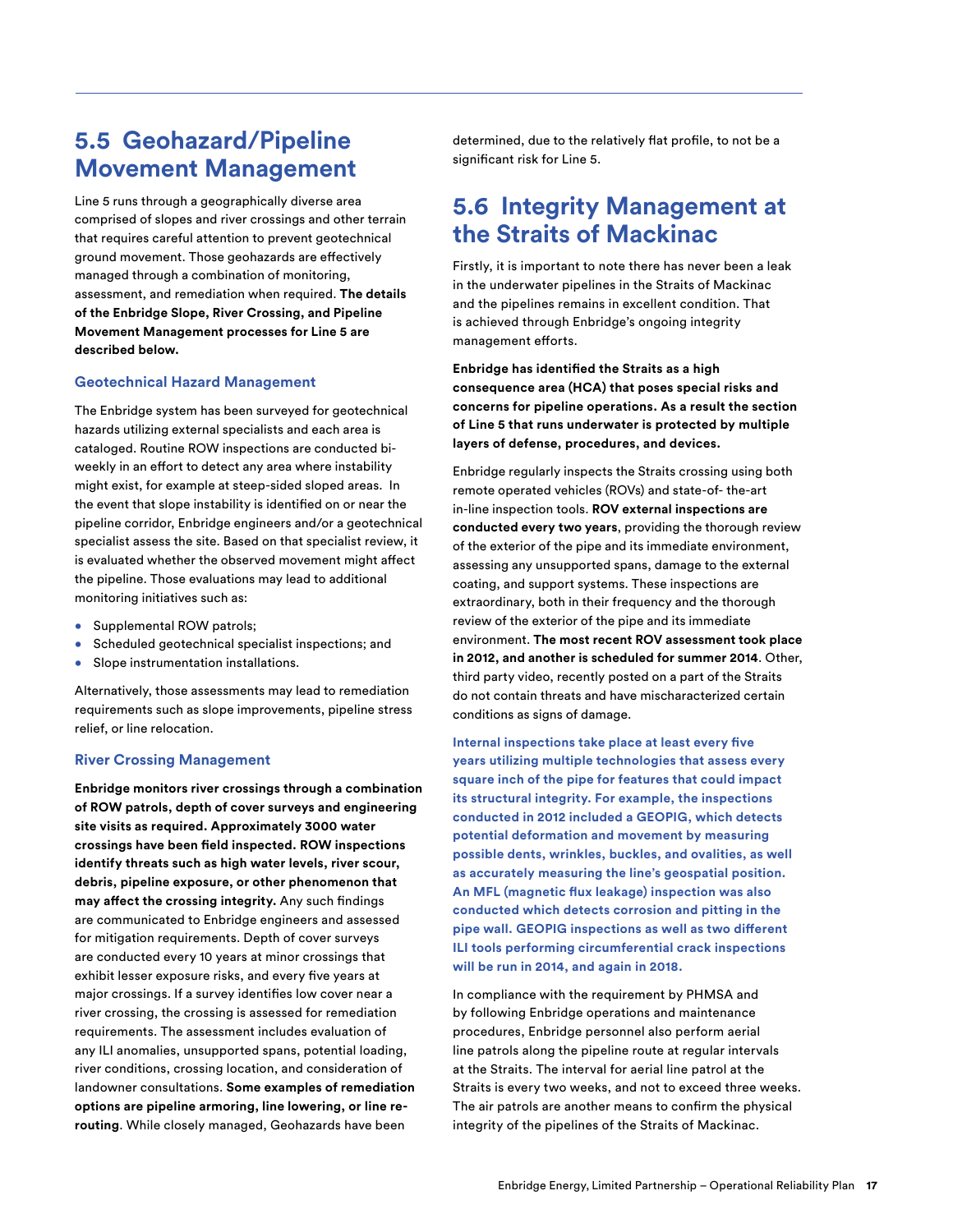## 5.5 Geohazard/Pipeline Movement Management

Line 5 runs through a geographically diverse area comprised of slopes and river crossings and other terrain that requires careful attention to prevent geotechnical ground movement. Those geohazards are effectively managed through a combination of monitoring, assessment, and remediation when required. **The details of the Enbridge Slope, River Crossing, and Pipeline Movement Management processes for Line 5 are described below.**

### Geotechnical Hazard Management

The Enbridge system has been surveyed for geotechnical hazards utilizing external specialists and each area is cataloged. Routine ROW inspections are conducted bi-weekly in an effort to detect any area where instability might exist, for example at steep-sided sloped areas. In the event that slope instability is identified on or near the pipeline corridor, Enbridge engineers and/or a geotechnical specialist assess the site. Based on that specialist review, it is evaluated whether the observed movement might affect the pipeline. Those evaluations may lead to additional monitoring initiatives such as:

- Supplemental ROW patrols;
- Scheduled geotechnical specialist inspections; and
- Slope instrumentation installations.

Alternatively, those assessments may lead to remediation requirements such as slope improvements, pipeline stress relief, or line relocation.

### River Crossing Management

**Enbridge monitors river crossings through a combination of ROW patrols, depth of cover surveys and engineering site visits as required. Approximately 3000 water crossings have been field inspected. ROW inspections identify threats such as high water levels, river scour, debris, pipeline exposure, or other phenomenon that may affect the crossing integrity.** Any such findings are communicated to Enbridge engineers and assessed for mitigation requirements. Depth of cover surveys are conducted every 10 years at minor crossings that exhibit lesser exposure risks, and every five years at major crossings. If a survey identifies low cover near a river crossing, the crossing is assessed for remediation requirements. The assessment includes evaluation of any ILI anomalies, unsupported spans, potential loading, river conditions, crossing location, and consideration of landowner consultations. **Some examples of remediation options are pipeline armoring, line lowering, or line re-routing**. While closely managed, Geohazards have been determined, due to the relatively flat profile, to not be a significant risk for Line 5.

## 5.6 Integrity Management at the Straits of Mackinac

Firstly, it is important to note there has never been a leak in the underwater pipelines in the Straits of Mackinac and the pipelines remains in excellent condition. That is achieved through Enbridge's ongoing integrity management efforts.

**Enbridge has identified the Straits as a high consequence area (HCA) that poses special risks and concerns for pipeline operations. As a result the section of Line 5 that runs underwater is protected by multiple layers of defense, procedures, and devices.**

Enbridge regularly inspects the Straits crossing using both remote operated vehicles (ROVs) and state-of- the-art in-line inspection tools. **ROV external inspections are conducted every two years**, providing the thorough review of the exterior of the pipe and its immediate environment, assessing any unsupported spans, damage to the external coating, and support systems. These inspections are extraordinary, both in their frequency and the thorough review of the exterior of the pipe and its immediate environment. **The most recent ROV assessment took place in 2012, and another is scheduled for summer 2014**. Other, third party video, recently posted on a part of the Straits do not contain threats and have mischaracterized certain conditions as signs of damage.

**Internal inspections take place at least every five years utilizing multiple technologies that assess every square inch of the pipe for features that could impact its structural integrity. For example, the inspections conducted in 2012 included a GEOPIG, which detects potential deformation and movement by measuring possible dents, wrinkles, buckles, and ovalities, as well as accurately measuring the line's geospatial position. An MFL (magnetic flux leakage) inspection was also conducted which detects corrosion and pitting in the pipe wall. GEOPIG inspections as well as two different ILI tools performing circumferential crack inspections will be run in 2014, and again in 2018.**

In compliance with the requirement by PHMSA and by following Enbridge operations and maintenance procedures, Enbridge personnel also perform aerial line patrols along the pipeline route at regular intervals at the Straits. The interval for aerial line patrol at the Straits is every two weeks, and not to exceed three weeks. The air patrols are another means to confirm the physical integrity of the pipelines of the Straits of Mackinac.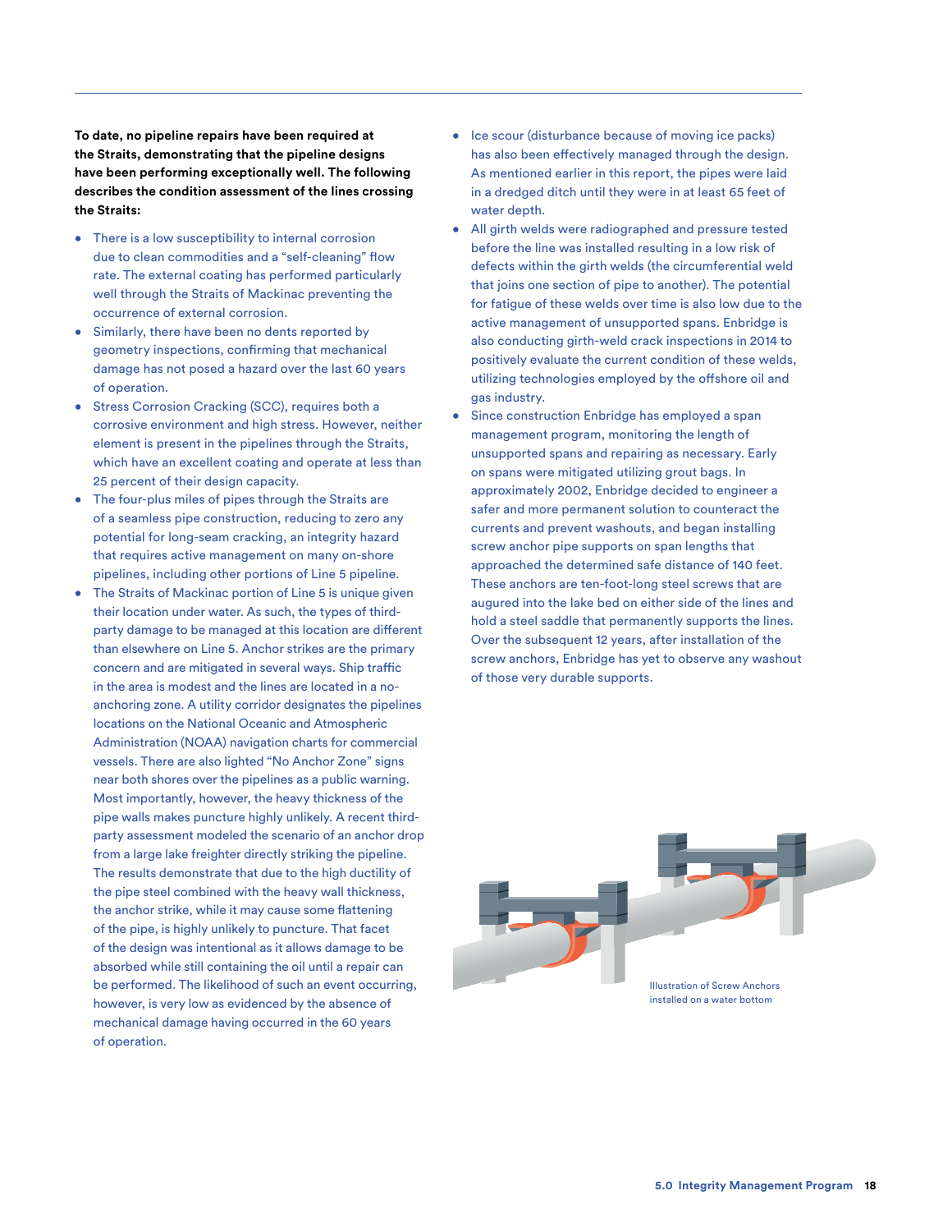**To date, no pipeline repairs have been required at the Straits, demonstrating that the pipeline designs have been performing exceptionally well. The following describes the condition assessment of the lines crossing the Straits:**

- There is a low susceptibility to internal corrosion due to clean commodities and a "self-cleaning" flow rate. The external coating has performed particularly well through the Straits of Mackinac preventing the occurrence of external corrosion.
- Similarly, there have been no dents reported by geometry inspections, confirming that mechanical damage has not posed a hazard over the last 60 years of operation.
- Stress Corrosion Cracking (SCC), requires both a corrosive environment and high stress. However, neither element is present in the pipelines through the Straits, which have an excellent coating and operate at less than 25 percent of their design capacity.
- The four-plus miles of pipes through the Straits are of a seamless pipe construction, reducing to zero any potential for long-seam cracking, an integrity hazard that requires active management on many on-shore pipelines, including other portions of Line 5 pipeline.
- The Straits of Mackinac portion of Line 5 is unique given their location under water. As such, the types of third-party damage to be managed at this location are different than elsewhere on Line 5. Anchor strikes are the primary concern and are mitigated in several ways. Ship traffic in the area is modest and the lines are located in a no-anchoring zone. A utility corridor designates the pipelines locations on the National Oceanic and Atmospheric Administration (NOAA) navigation charts for commercial vessels. There are also lighted "No Anchor Zone" signs near both shores over the pipelines as a public warning. Most importantly, however, the heavy thickness of the pipe walls makes puncture highly unlikely. A recent third-party assessment modeled the scenario of an anchor drop from a large lake freighter directly striking the pipeline. The results demonstrate that due to the high ductility of the pipe steel combined with the heavy wall thickness, the anchor strike, while it may cause some flattening of the pipe, is highly unlikely to puncture. That facet of the design was intentional as it allows damage to be absorbed while still containing the oil until a repair can be performed. The likelihood of such an event occurring, however, is very low as evidenced by the absence of mechanical damage having occurred in the 60 years of operation.
- Ice scour (disturbance because of moving ice packs) has also been effectively managed through the design. As mentioned earlier in this report, the pipes were laid in a dredged ditch until they were in at least 65 feet of water depth.
- All girth welds were radiographed and pressure tested before the line was installed resulting in a low risk of defects within the girth welds (the circumferential weld that joins one section of pipe to another). The potential for fatigue of these welds over time is also low due to the active management of unsupported spans. Enbridge is also conducting girth-weld crack inspections in 2014 to positively evaluate the current condition of these welds, utilizing technologies employed by the offshore oil and gas industry.
- Since construction Enbridge has employed a span management program, monitoring the length of unsupported spans and repairing as necessary. Early on spans were mitigated utilizing grout bags. In approximately 2002, Enbridge decided to engineer a safer and more permanent solution to counteract the currents and prevent washouts, and began installing screw anchor pipe supports on span lengths that approached the determined safe distance of 140 feet. These anchors are ten-foot-long steel screws that are augured into the lake bed on either side of the lines and hold a steel saddle that permanently supports the lines. Over the subsequent 12 years, after installation of the screw anchors, Enbridge has yet to observe any washout of those very durable supports.

Illustration of Screw Anchors installed on a water bottom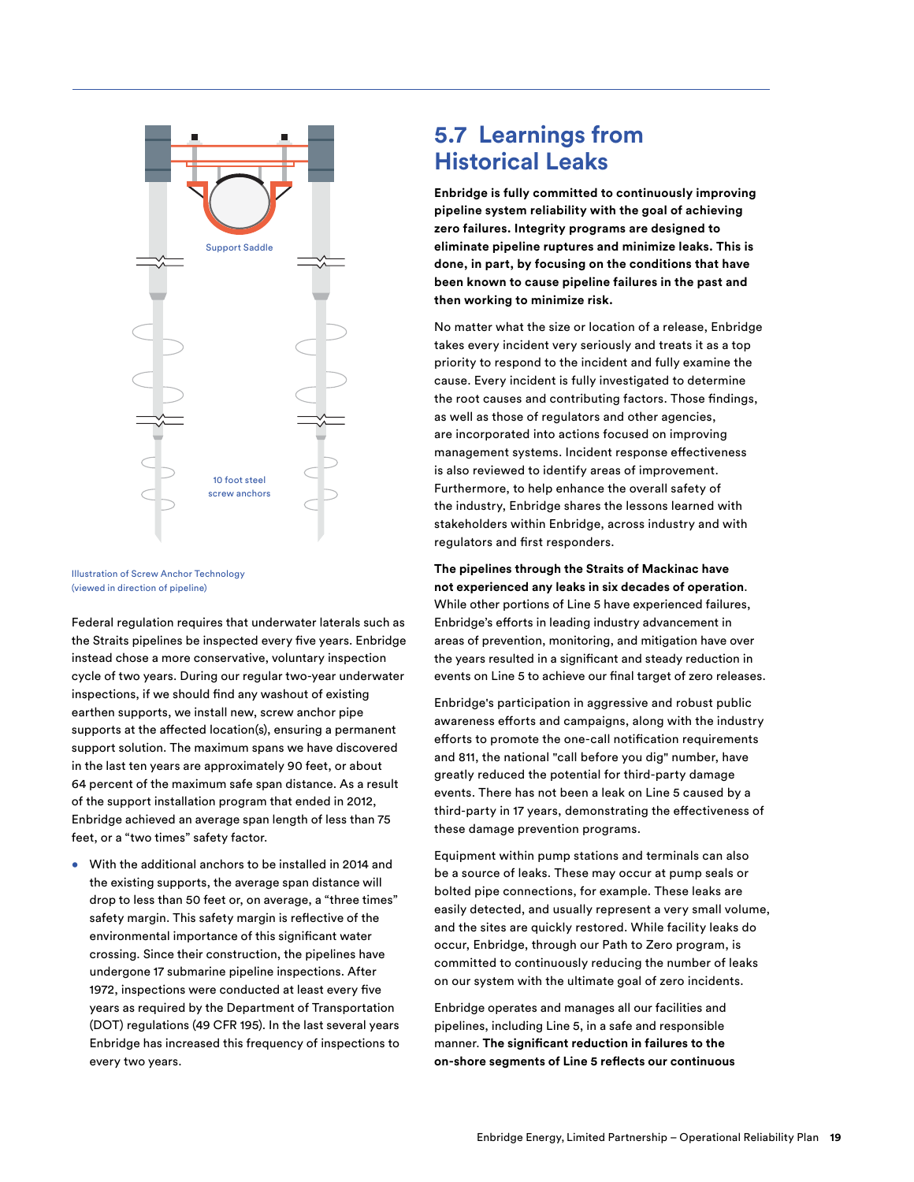Support Saddle

10 foot steel screw anchors

Illustration of Screw Anchor Technology (viewed in direction of pipeline)

Federal regulation requires that underwater laterals such as the Straits pipelines be inspected every five years. Enbridge instead chose a more conservative, voluntary inspection cycle of two years. During our regular two-year underwater inspections, if we should find any washout of existing earthen supports, we install new, screw anchor pipe supports at the affected location(s), ensuring a permanent support solution. The maximum spans we have discovered in the last ten years are approximately 90 feet, or about 64 percent of the maximum safe span distance. As a result of the support installation program that ended in 2012, Enbridge achieved an average span length of less than 75 feet, or a "two times" safety factor.

- With the additional anchors to be installed in 2014 and the existing supports, the average span distance will drop to less than 50 feet or, on average, a "three times" safety margin. This safety margin is reflective of the environmental importance of this significant water crossing. Since their construction, the pipelines have undergone 17 submarine pipeline inspections. After 1972, inspections were conducted at least every five years as required by the Department of Transportation (DOT) regulations (49 CFR 195). In the last several years Enbridge has increased this frequency of inspections to every two years.

## 5.7 Learnings from Historical Leaks

**Enbridge is fully committed to continuously improving pipeline system reliability with the goal of achieving zero failures. Integrity programs are designed to eliminate pipeline ruptures and minimize leaks. This is done, in part, by focusing on the conditions that have been known to cause pipeline failures in the past and then working to minimize risk.**

No matter what the size or location of a release, Enbridge takes every incident very seriously and treats it as a top priority to respond to the incident and fully examine the cause. Every incident is fully investigated to determine the root causes and contributing factors. Those findings, as well as those of regulators and other agencies, are incorporated into actions focused on improving management systems. Incident response effectiveness is also reviewed to identify areas of improvement. Furthermore, to help enhance the overall safety of the industry, Enbridge shares the lessons learned with stakeholders within Enbridge, across industry and with regulators and first responders.

**The pipelines through the Straits of Mackinac have not experienced any leaks in six decades of operation**. While other portions of Line 5 have experienced failures, Enbridge's efforts in leading industry advancement in areas of prevention, monitoring, and mitigation have over the years resulted in a significant and steady reduction in events on Line 5 to achieve our final target of zero releases.

Enbridge's participation in aggressive and robust public awareness efforts and campaigns, along with the industry efforts to promote the one-call notification requirements and 811, the national "call before you dig" number, have greatly reduced the potential for third-party damage events. There has not been a leak on Line 5 caused by a third-party in 17 years, demonstrating the effectiveness of these damage prevention programs.

Equipment within pump stations and terminals can also be a source of leaks. These may occur at pump seals or bolted pipe connections, for example. These leaks are easily detected, and usually represent a very small volume, and the sites are quickly restored. While facility leaks do occur, Enbridge, through our Path to Zero program, is committed to continuously reducing the number of leaks on our system with the ultimate goal of zero incidents.

Enbridge operates and manages all our facilities and pipelines, including Line 5, in a safe and responsible manner. **The significant reduction in failures to the on-shore segments of Line 5 reflects our continuous**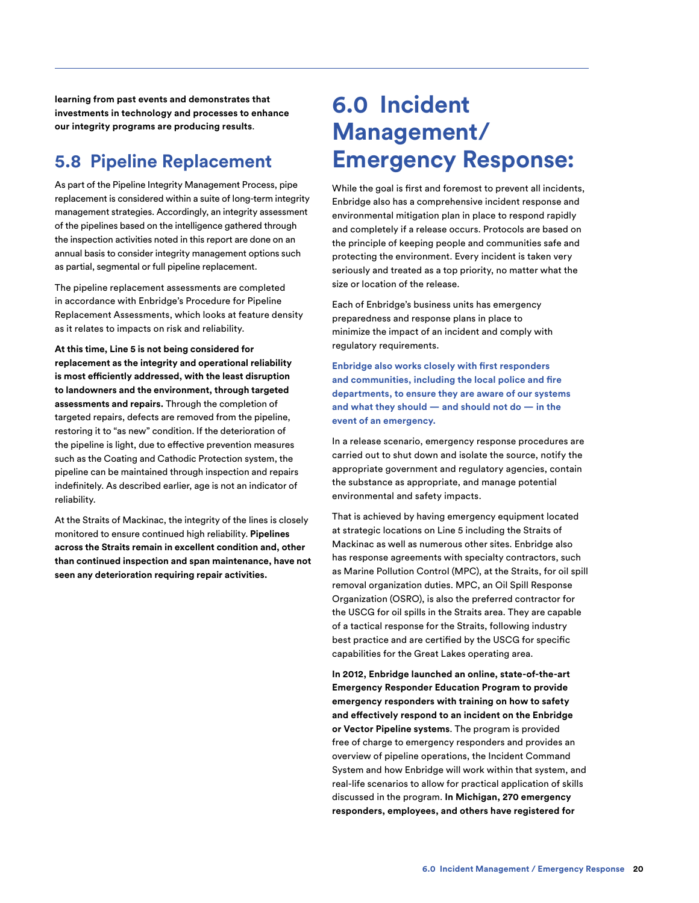**learning from past events and demonstrates that investments in technology and processes to enhance our integrity programs are producing results**.

## 5.8 Pipeline Replacement

As part of the Pipeline Integrity Management Process, pipe replacement is considered within a suite of long-term integrity management strategies. Accordingly, an integrity assessment of the pipelines based on the intelligence gathered through the inspection activities noted in this report are done on an annual basis to consider integrity management options such as partial, segmental or full pipeline replacement.

The pipeline replacement assessments are completed in accordance with Enbridge's Procedure for Pipeline Replacement Assessments, which looks at feature density as it relates to impacts on risk and reliability.

**At this time, Line 5 is not being considered for replacement as the integrity and operational reliability is most efficiently addressed, with the least disruption to landowners and the environment, through targeted assessments and repairs.** Through the completion of targeted repairs, defects are removed from the pipeline, restoring it to "as new" condition. If the deterioration of the pipeline is light, due to effective prevention measures such as the Coating and Cathodic Protection system, the pipeline can be maintained through inspection and repairs indefinitely. As described earlier, age is not an indicator of reliability.

At the Straits of Mackinac, the integrity of the lines is closely monitored to ensure continued high reliability. **Pipelines across the Straits remain in excellent condition and, other than continued inspection and span maintenance, have not seen any deterioration requiring repair activities.**

# 6.0 Incident Management/ Emergency Response:

While the goal is first and foremost to prevent all incidents, Enbridge also has a comprehensive incident response and environmental mitigation plan in place to respond rapidly and completely if a release occurs. Protocols are based on the principle of keeping people and communities safe and protecting the environment. Every incident is taken very seriously and treated as a top priority, no matter what the size or location of the release.

Each of Enbridge's business units has emergency preparedness and response plans in place to minimize the impact of an incident and comply with regulatory requirements.

**Enbridge also works closely with first responders and communities, including the local police and fire departments, to ensure they are aware of our systems and what they should — and should not do — in the event of an emergency.**

In a release scenario, emergency response procedures are carried out to shut down and isolate the source, notify the appropriate government and regulatory agencies, contain the substance as appropriate, and manage potential environmental and safety impacts.

That is achieved by having emergency equipment located at strategic locations on Line 5 including the Straits of Mackinac as well as numerous other sites. Enbridge also has response agreements with specialty contractors, such as Marine Pollution Control (MPC), at the Straits, for oil spill removal organization duties. MPC, an Oil Spill Response Organization (OSRO), is also the preferred contractor for the USCG for oil spills in the Straits area. They are capable of a tactical response for the Straits, following industry best practice and are certified by the USCG for specific capabilities for the Great Lakes operating area.

**In 2012, Enbridge launched an online, state-of-the-art Emergency Responder Education Program to provide emergency responders with training on how to safety and effectively respond to an incident on the Enbridge or Vector Pipeline systems**. The program is provided free of charge to emergency responders and provides an overview of pipeline operations, the Incident Command System and how Enbridge will work within that system, and real-life scenarios to allow for practical application of skills discussed in the program. **In Michigan, 270 emergency responders, employees, and others have registered for**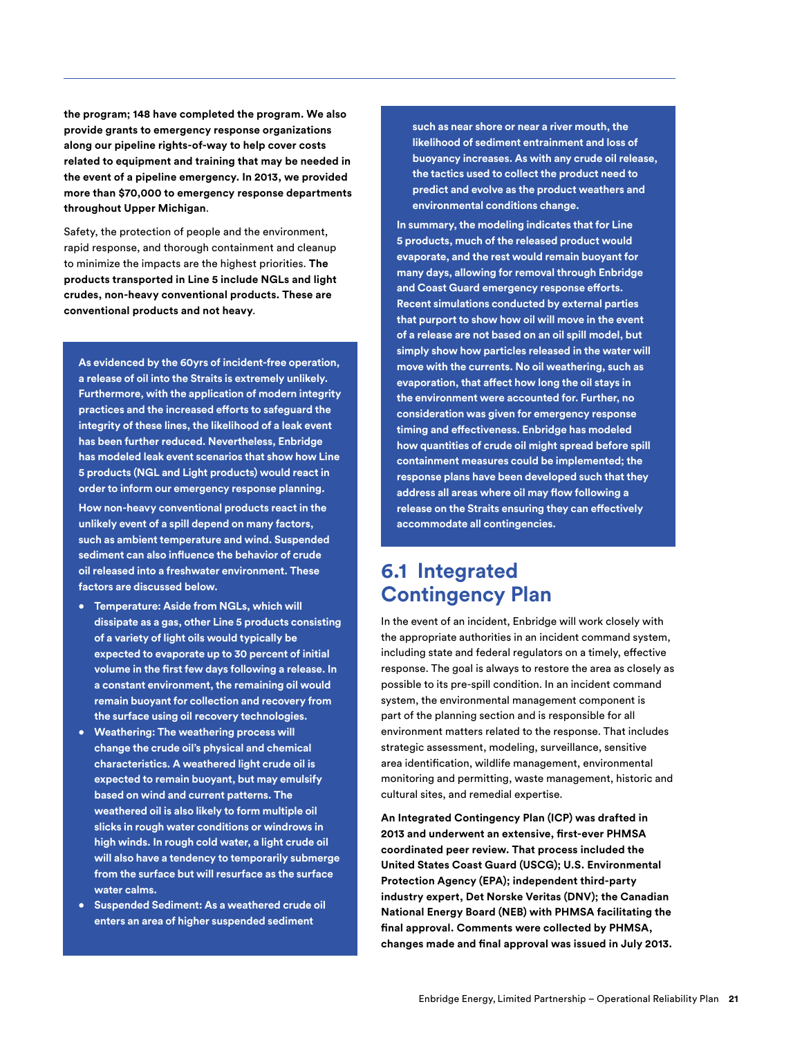**the program; 148 have completed the program. We also provide grants to emergency response organizations along our pipeline rights-of-way to help cover costs related to equipment and training that may be needed in the event of a pipeline emergency. In 2013, we provided more than $70,000 to emergency response departments throughout Upper Michigan**.

Safety, the protection of people and the environment, rapid response, and thorough containment and cleanup to minimize the impacts are the highest priorities. **The products transported in Line 5 include NGLs and light crudes, non-heavy conventional products. These are conventional products and not heavy**.

**As evidenced by the 60yrs of incident-free operation, a release of oil into the Straits is extremely unlikely. Furthermore, with the application of modern integrity practices and the increased efforts to safeguard the integrity of these lines, the likelihood of a leak event has been further reduced. Nevertheless, Enbridge has modeled leak event scenarios that show how Line 5 products (NGL and Light products) would react in order to inform our emergency response planning.**

**How non-heavy conventional products react in the unlikely event of a spill depend on many factors, such as ambient temperature and wind. Suspended sediment can also influence the behavior of crude oil released into a freshwater environment. These factors are discussed below.**

- **Temperature: Aside from NGLs, which will dissipate as a gas, other Line 5 products consisting of a variety of light oils would typically be expected to evaporate up to 30 percent of initial volume in the first few days following a release. In a constant environment, the remaining oil would remain buoyant for collection and recovery from the surface using oil recovery technologies.**
- **Weathering: The weathering process will change the crude oil's physical and chemical characteristics. A weathered light crude oil is expected to remain buoyant, but may emulsify based on wind and current patterns. The weathered oil is also likely to form multiple oil slicks in rough water conditions or windrows in high winds. In rough cold water, a light crude oil will also have a tendency to temporarily submerge from the surface but will resurface as the surface water calms.**
- **Suspended Sediment: As a weathered crude oil enters an area of higher suspended sediment such as near shore or near a river mouth, the likelihood of sediment entrainment and loss of buoyancy increases. As with any crude oil release, the tactics used to collect the product need to predict and evolve as the product weathers and environmental conditions change.**

**In summary, the modeling indicates that for Line 5 products, much of the released product would evaporate, and the rest would remain buoyant for many days, allowing for removal through Enbridge and Coast Guard emergency response efforts. Recent simulations conducted by external parties that purport to show how oil will move in the event of a release are not based on an oil spill model, but simply show how particles released in the water will move with the currents. No oil weathering, such as evaporation, that affect how long the oil stays in the environment were accounted for. Further, no consideration was given for emergency response timing and effectiveness. Enbridge has modeled how quantities of crude oil might spread before spill containment measures could be implemented; the response plans have been developed such that they address all areas where oil may flow following a release on the Straits ensuring they can effectively accommodate all contingencies.**

## 6.1 Integrated Contingency Plan

In the event of an incident, Enbridge will work closely with the appropriate authorities in an incident command system, including state and federal regulators on a timely, effective response. The goal is always to restore the area as closely as possible to its pre-spill condition. In an incident command system, the environmental management component is part of the planning section and is responsible for all environment matters related to the response. That includes strategic assessment, modeling, surveillance, sensitive area identification, wildlife management, environmental monitoring and permitting, waste management, historic and cultural sites, and remedial expertise.

**An Integrated Contingency Plan (ICP) was drafted in 2013 and underwent an extensive, first-ever PHMSA coordinated peer review. That process included the United States Coast Guard (USCG); U.S. Environmental Protection Agency (EPA); independent third-party industry expert, Det Norske Veritas (DNV); the Canadian National Energy Board (NEB) with PHMSA facilitating the final approval. Comments were collected by PHMSA, changes made and final approval was issued in July 2013.**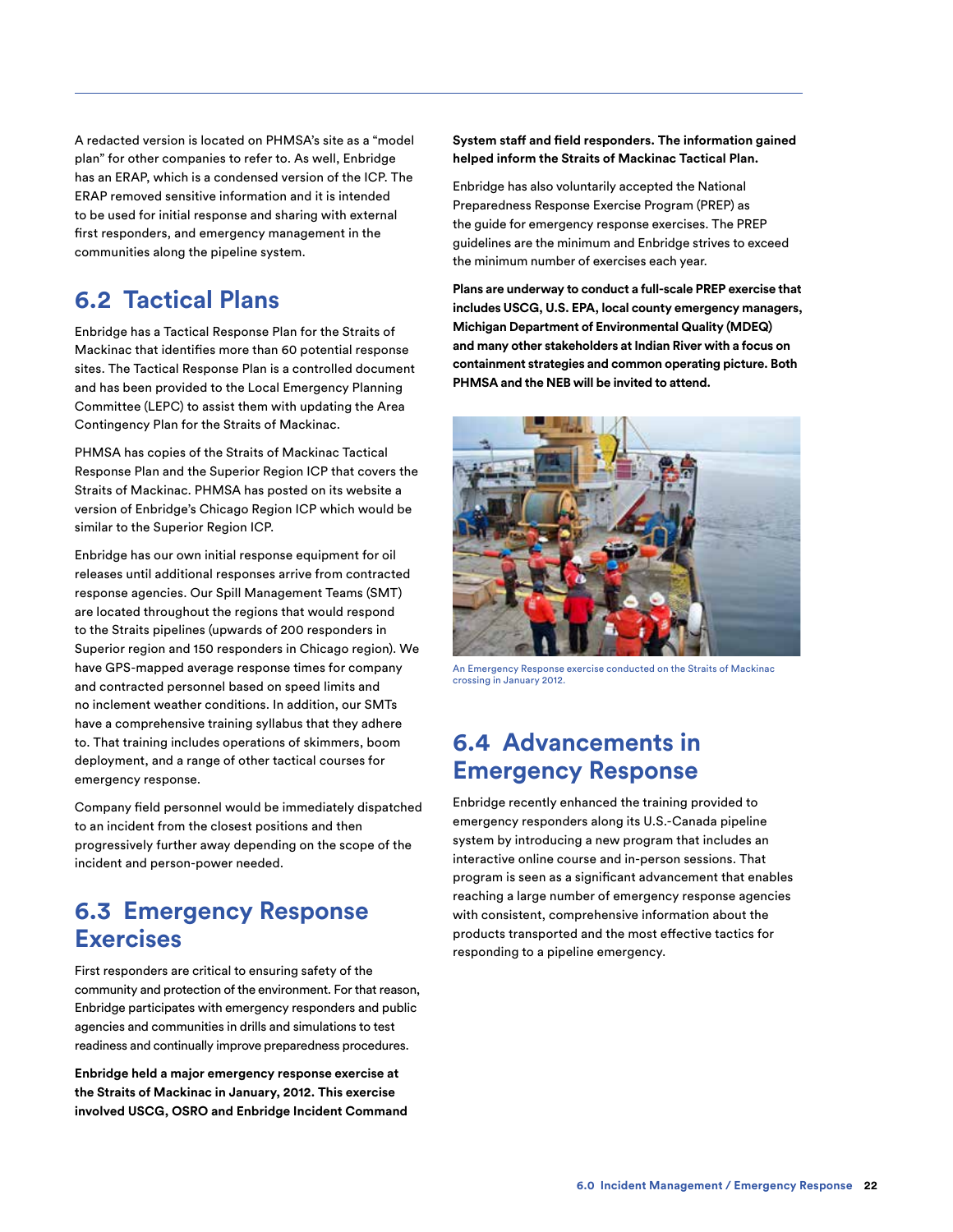A redacted version is located on PHMSA's site as a "model plan" for other companies to refer to. As well, Enbridge has an ERAP, which is a condensed version of the ICP. The ERAP removed sensitive information and it is intended to be used for initial response and sharing with external first responders, and emergency management in the communities along the pipeline system.

## 6.2 Tactical Plans

Enbridge has a Tactical Response Plan for the Straits of Mackinac that identifies more than 60 potential response sites. The Tactical Response Plan is a controlled document and has been provided to the Local Emergency Planning Committee (LEPC) to assist them with updating the Area Contingency Plan for the Straits of Mackinac.

PHMSA has copies of the Straits of Mackinac Tactical Response Plan and the Superior Region ICP that covers the Straits of Mackinac. PHMSA has posted on its website a version of Enbridge's Chicago Region ICP which would be similar to the Superior Region ICP.

Enbridge has our own initial response equipment for oil releases until additional responses arrive from contracted response agencies. Our Spill Management Teams (SMT) are located throughout the regions that would respond to the Straits pipelines (upwards of 200 responders in Superior region and 150 responders in Chicago region). We have GPS-mapped average response times for company and contracted personnel based on speed limits and no inclement weather conditions. In addition, our SMTs have a comprehensive training syllabus that they adhere to. That training includes operations of skimmers, boom deployment, and a range of other tactical courses for emergency response.

Company field personnel would be immediately dispatched to an incident from the closest positions and then progressively further away depending on the scope of the incident and person-power needed.

## 6.3 Emergency Response Exercises

First responders are critical to ensuring safety of the community and protection of the environment. For that reason, Enbridge participates with emergency responders and public agencies and communities in drills and simulations to test readiness and continually improve preparedness procedures.

**Enbridge held a major emergency response exercise at the Straits of Mackinac in January, 2012. This exercise involved USCG, OSRO and Enbridge Incident Command System staff and field responders. The information gained helped inform the Straits of Mackinac Tactical Plan.**

Enbridge has also voluntarily accepted the National Preparedness Response Exercise Program (PREP) as the guide for emergency response exercises. The PREP guidelines are the minimum and Enbridge strives to exceed the minimum number of exercises each year.

**Plans are underway to conduct a full-scale PREP exercise that includes USCG, U.S. EPA, local county emergency managers, Michigan Department of Environmental Quality (MDEQ) and many other stakeholders at Indian River with a focus on containment strategies and common operating picture. Both PHMSA and the NEB will be invited to attend.**

An Emergency Response exercise conducted on the Straits of Mackinac crossing in January 2012.

## 6.4 Advancements in Emergency Response

Enbridge recently enhanced the training provided to emergency responders along its U.S.-Canada pipeline system by introducing a new program that includes an interactive online course and in-person sessions. That program is seen as a significant advancement that enables reaching a large number of emergency response agencies with consistent, comprehensive information about the products transported and the most effective tactics for responding to a pipeline emergency.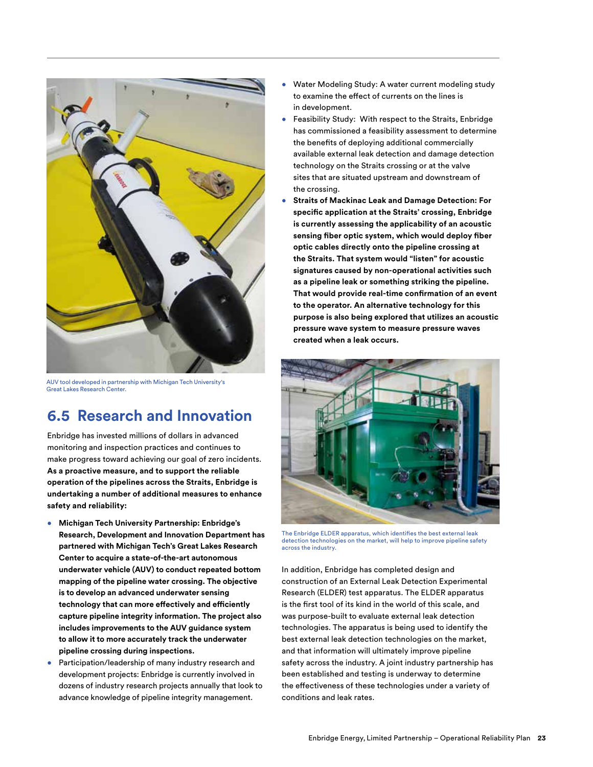AUV tool developed in partnership with Michigan Tech University's Great Lakes Research Center.

## 6.5 Research and Innovation

Enbridge has invested millions of dollars in advanced monitoring and inspection practices and continues to make progress toward achieving our goal of zero incidents. **As a proactive measure, and to support the reliable operation of the pipelines across the Straits, Enbridge is undertaking a number of additional measures to enhance safety and reliability:**

- **Michigan Tech University Partnership: Enbridge's Research, Development and Innovation Department has partnered with Michigan Tech's Great Lakes Research Center to acquire a state-of-the-art autonomous underwater vehicle (AUV) to conduct repeated bottom mapping of the pipeline water crossing. The objective is to develop an advanced underwater sensing technology that can more effectively and efficiently capture pipeline integrity information. The project also includes improvements to the AUV guidance system to allow it to more accurately track the underwater pipeline crossing during inspections.**
- Participation/leadership of many industry research and development projects: Enbridge is currently involved in dozens of industry research projects annually that look to advance knowledge of pipeline integrity management.
- Water Modeling Study: A water current modeling study to examine the effect of currents on the lines is in development.
- Feasibility Study: With respect to the Straits, Enbridge has commissioned a feasibility assessment to determine the benefits of deploying additional commercially available external leak detection and damage detection technology on the Straits crossing or at the valve sites that are situated upstream and downstream of the crossing.
- **Straits of Mackinac Leak and Damage Detection: For specific application at the Straits' crossing, Enbridge is currently assessing the applicability of an acoustic sensing fiber optic system, which would deploy fiber optic cables directly onto the pipeline crossing at the Straits. That system would "listen" for acoustic signatures caused by non-operational activities such as a pipeline leak or something striking the pipeline. That would provide real-time confirmation of an event to the operator. An alternative technology for this purpose is also being explored that utilizes an acoustic pressure wave system to measure pressure waves created when a leak occurs.**

The Enbridge ELDER apparatus, which identifies the best external leak detection technologies on the market, will help to improve pipeline safety across the industry.

In addition, Enbridge has completed design and construction of an External Leak Detection Experimental Research (ELDER) test apparatus. The ELDER apparatus is the first tool of its kind in the world of this scale, and was purpose-built to evaluate external leak detection technologies. The apparatus is being used to identify the best external leak detection technologies on the market, and that information will ultimately improve pipeline safety across the industry. A joint industry partnership has been established and testing is underway to determine the effectiveness of these technologies under a variety of conditions and leak rates.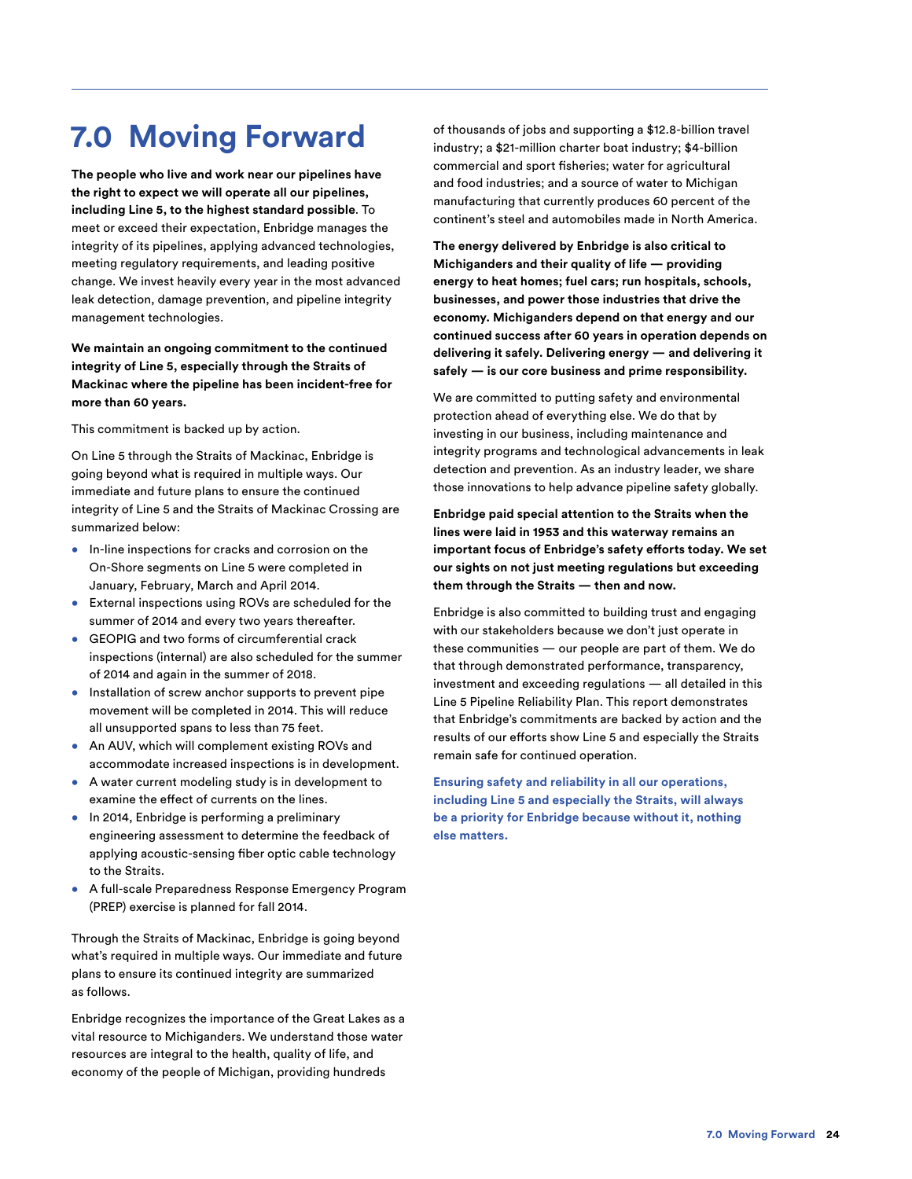# 7.0 Moving Forward

**The people who live and work near our pipelines have the right to expect we will operate all our pipelines, including Line 5, to the highest standard possible**. To meet or exceed their expectation, Enbridge manages the integrity of its pipelines, applying advanced technologies, meeting regulatory requirements, and leading positive change. We invest heavily every year in the most advanced leak detection, damage prevention, and pipeline integrity management technologies.

**We maintain an ongoing commitment to the continued integrity of Line 5, especially through the Straits of Mackinac where the pipeline has been incident-free for more than 60 years.**

This commitment is backed up by action.

On Line 5 through the Straits of Mackinac, Enbridge is going beyond what is required in multiple ways. Our immediate and future plans to ensure the continued integrity of Line 5 and the Straits of Mackinac Crossing are summarized below:

- In-line inspections for cracks and corrosion on the On-Shore segments on Line 5 were completed in January, February, March and April 2014.
- External inspections using ROVs are scheduled for the summer of 2014 and every two years thereafter.
- GEOPIG and two forms of circumferential crack inspections (internal) are also scheduled for the summer of 2014 and again in the summer of 2018.
- Installation of screw anchor supports to prevent pipe movement will be completed in 2014. This will reduce all unsupported spans to less than 75 feet.
- An AUV, which will complement existing ROVs and accommodate increased inspections is in development.
- A water current modeling study is in development to examine the effect of currents on the lines.
- In 2014, Enbridge is performing a preliminary engineering assessment to determine the feedback of applying acoustic-sensing fiber optic cable technology to the Straits.
- A full-scale Preparedness Response Emergency Program (PREP) exercise is planned for fall 2014.

Through the Straits of Mackinac, Enbridge is going beyond what's required in multiple ways. Our immediate and future plans to ensure its continued integrity are summarized as follows.

Enbridge recognizes the importance of the Great Lakes as a vital resource to Michiganders. We understand those water resources are integral to the health, quality of life, and economy of the people of Michigan, providing hundreds of thousands of jobs and supporting a $12.8-billion travel industry; a $21-million charter boat industry; $4-billion commercial and sport fisheries; water for agricultural and food industries; and a source of water to Michigan manufacturing that currently produces 60 percent of the continent's steel and automobiles made in North America.

**The energy delivered by Enbridge is also critical to Michiganders and their quality of life — providing energy to heat homes; fuel cars; run hospitals, schools, businesses, and power those industries that drive the economy. Michiganders depend on that energy and our continued success after 60 years in operation depends on delivering it safely. Delivering energy — and delivering it safely — is our core business and prime responsibility.**

We are committed to putting safety and environmental protection ahead of everything else. We do that by investing in our business, including maintenance and integrity programs and technological advancements in leak detection and prevention. As an industry leader, we share those innovations to help advance pipeline safety globally.

**Enbridge paid special attention to the Straits when the lines were laid in 1953 and this waterway remains an important focus of Enbridge's safety efforts today. We set our sights on not just meeting regulations but exceeding them through the Straits — then and now.**

Enbridge is also committed to building trust and engaging with our stakeholders because we don't just operate in these communities — our people are part of them. We do that through demonstrated performance, transparency, investment and exceeding regulations — all detailed in this Line 5 Pipeline Reliability Plan. This report demonstrates that Enbridge's commitments are backed by action and the results of our efforts show Line 5 and especially the Straits remain safe for continued operation.

**Ensuring safety and reliability in all our operations, including Line 5 and especially the Straits, will always be a priority for Enbridge because without it, nothing else matters.**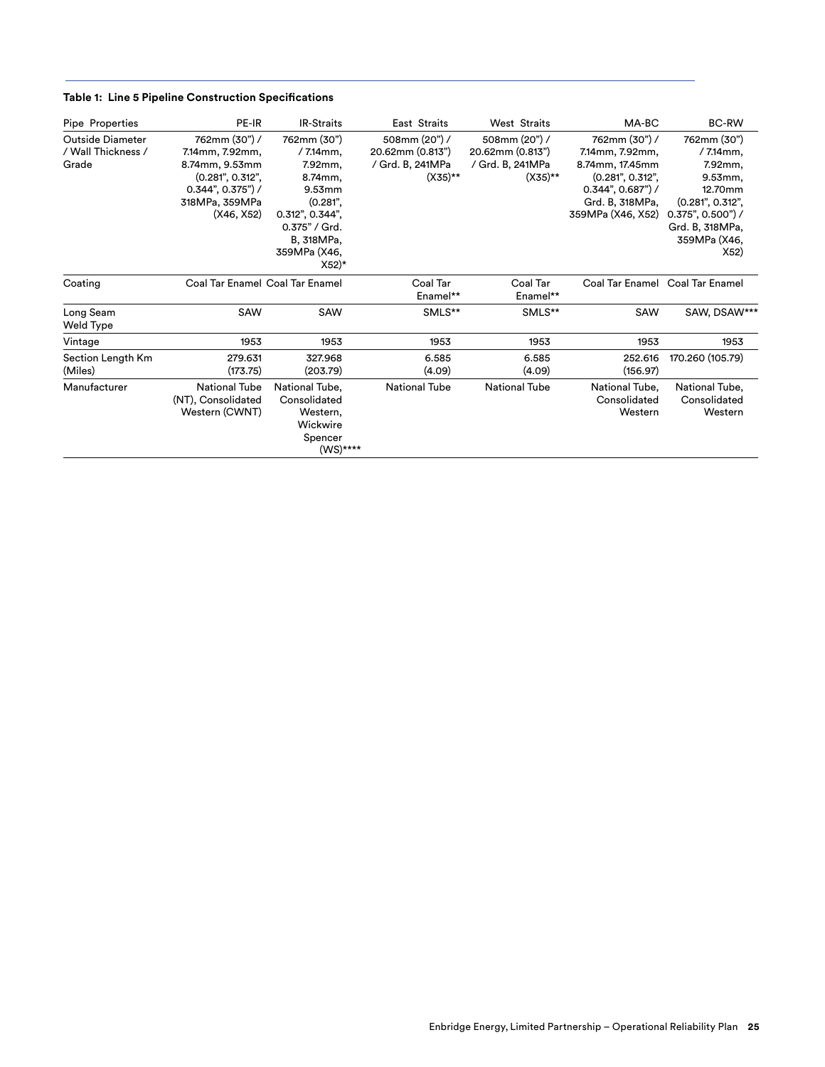**Table 1: Line 5 Pipeline Construction Specifications**

| Pipe Properties | PE-IR | IR-Straits | East Straits | West Straits | MA-BC | BC-RW |
|---|---|---|---|---|---|---|
| Outside Diameter / Wall Thickness / Grade | 762mm (30") / 7.14mm, 7.92mm, 8.74mm, 9.53mm (0.281", 0.312", 0.344", 0.375") / 318MPa, 359MPa (X46, X52) | 762mm (30") / 7.14mm, 7.92mm, 8.74mm, 9.53mm (0.281", 0.312", 0.344", 0.375" / Grd. B, 318MPa, 359MPa (X46, X52)* | 508mm (20") / 20.62mm (0.813") / Grd. B, 241MPa (X35)** | 508mm (20") / 20.62mm (0.813") / Grd. B, 241MPa (X35)** | 762mm (30") / 7.14mm, 7.92mm, 8.74mm, 17.45mm (0.281", 0.312", 0.344", 0.687") / Grd. B, 318MPa, 359MPa (X46, X52) | 762mm (30") / 7.14mm, 7.92mm, 9.53mm, 12.70mm (0.281", 0.312", 0.375", 0.500") / Grd. B, 318MPa, 359MPa (X46, X52) |
| Coating | Coal Tar Enamel | Coal Tar Enamel | Coal Tar Enamel** | Coal Tar Enamel** | Coal Tar Enamel | Coal Tar Enamel |
| Long Seam Weld Type | SAW | SAW | SMLS** | SMLS** | SAW | SAW, DSAW*** |
| Vintage | 1953 | 1953 | 1953 | 1953 | 1953 | 1953 |
| Section Length Km (Miles) | 279.631 (173.75) | 327.968 (203.79) | 6.585 (4.09) | 6.585 (4.09) | 252.616 (156.97) | 170.260 (105.79) |
| Manufacturer | National Tube (NT), Consolidated Western (CWNT) | National Tube, Consolidated Western, Wickwire Spencer (WS)**** | National Tube | National Tube | National Tube, Consolidated Western | National Tube, Consolidated Western |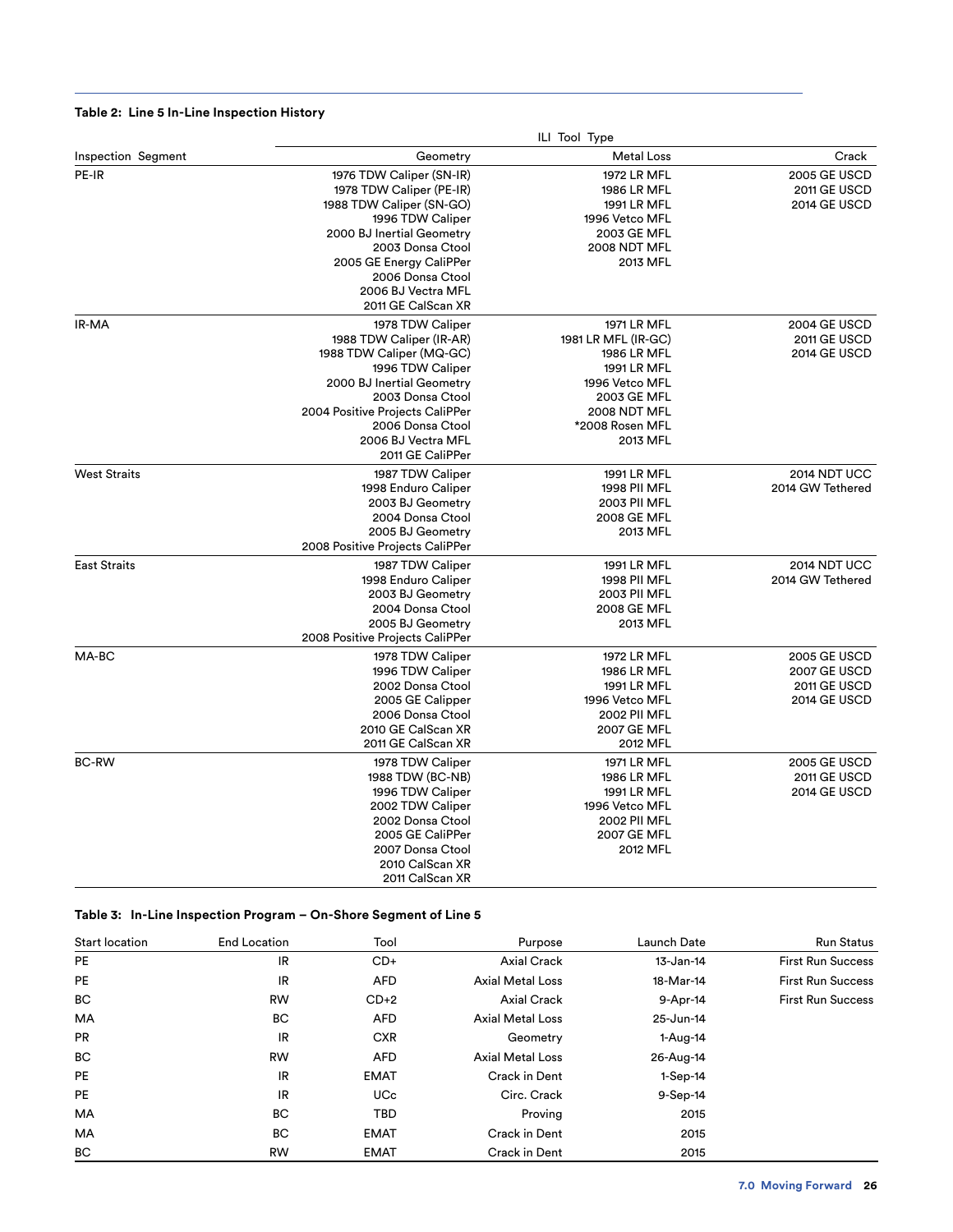**Table 2: Line 5 In-Line Inspection History**

| Inspection Segment | ILI Tool Type | | |
|---|---|---|---|
| | Geometry | Metal Loss | Crack |
| PE-IR | 1976 TDW Caliper (SN-IR)<br>1978 TDW Caliper (PE-IR)<br>1988 TDW Caliper (SN-GO)<br>1996 TDW Caliper<br>2000 BJ Inertial Geometry<br>2003 Donsa Ctool<br>2005 GE Energy CaliPPer<br>2006 Donsa Ctool<br>2006 BJ Vectra MFL<br>2011 GE CalScan XR | 1972 LR MFL<br>1986 LR MFL<br>1991 LR MFL<br>1996 Vetco MFL<br>2003 GE MFL<br>2008 NDT MFL<br>2013 MFL | 2005 GE USCD<br>2011 GE USCD<br>2014 GE USCD |
| IR-MA | 1978 TDW Caliper<br>1988 TDW Caliper (IR-AR)<br>1988 TDW Caliper (MQ-GC)<br>1996 TDW Caliper<br>2000 BJ Inertial Geometry<br>2003 Donsa Ctool<br>2004 Positive Projects CaliPPer<br>2006 Donsa Ctool<br>2006 BJ Vectra MFL<br>2011 GE CaliPPer | 1971 LR MFL<br>1981 LR MFL (IR-GC)<br>1986 LR MFL<br>1991 LR MFL<br>1996 Vetco MFL<br>2003 GE MFL<br>2008 NDT MFL<br>*2008 Rosen MFL<br>2013 MFL | 2004 GE USCD<br>2011 GE USCD<br>2014 GE USCD |
| West Straits | 1987 TDW Caliper<br>1998 Enduro Caliper<br>2003 BJ Geometry<br>2004 Donsa Ctool<br>2005 BJ Geometry<br>2008 Positive Projects CaliPPer | 1991 LR MFL<br>1998 PII MFL<br>2003 PII MFL<br>2008 GE MFL<br>2013 MFL | 2014 NDT UCC<br>2014 GW Tethered |
| East Straits | 1987 TDW Caliper<br>1998 Enduro Caliper<br>2003 BJ Geometry<br>2004 Donsa Ctool<br>2005 BJ Geometry<br>2008 Positive Projects CaliPPer | 1991 LR MFL<br>1998 PII MFL<br>2003 PII MFL<br>2008 GE MFL<br>2013 MFL | 2014 NDT UCC<br>2014 GW Tethered |
| MA-BC | 1978 TDW Caliper<br>1996 TDW Caliper<br>2002 Donsa Ctool<br>2005 GE Calipper<br>2006 Donsa Ctool<br>2010 GE CalScan XR<br>2011 GE CalScan XR | 1972 LR MFL<br>1986 LR MFL<br>1991 LR MFL<br>1996 Vetco MFL<br>2002 PII MFL<br>2007 GE MFL<br>2012 MFL | 2005 GE USCD<br>2007 GE USCD<br>2011 GE USCD<br>2014 GE USCD |
| BC-RW | 1978 TDW Caliper<br>1988 TDW (BC-NB)<br>1996 TDW Caliper<br>2002 TDW Caliper<br>2002 Donsa Ctool<br>2005 GE CaliPPer<br>2007 Donsa Ctool<br>2010 CalScan XR<br>2011 CalScan XR | 1971 LR MFL<br>1986 LR MFL<br>1991 LR MFL<br>1996 Vetco MFL<br>2002 PII MFL<br>2007 GE MFL<br>2012 MFL | 2005 GE USCD<br>2011 GE USCD<br>2014 GE USCD |

**Table 3: In-Line Inspection Program – On-Shore Segment of Line 5**

| Start location | End Location | Tool | Purpose | Launch Date | Run Status |
|---|---|---|---|---|---|
| PE | IR | CD+ | Axial Crack | 13-Jan-14 | First Run Success |
| PE | IR | AFD | Axial Metal Loss | 18-Mar-14 | First Run Success |
| BC | RW | CD+2 | Axial Crack | 9-Apr-14 | First Run Success |
| MA | BC | AFD | Axial Metal Loss | 25-Jun-14 | |
| PR | IR | CXR | Geometry | 1-Aug-14 | |
| BC | RW | AFD | Axial Metal Loss | 26-Aug-14 | |
| PE | IR | EMAT | Crack in Dent | 1-Sep-14 | |
| PE | IR | UCc | Circ. Crack | 9-Sep-14 | |
| MA | BC | TBD | Proving | 2015 | |
| MA | BC | EMAT | Crack in Dent | 2015 | |
| BC | RW | EMAT | Crack in Dent | 2015 | |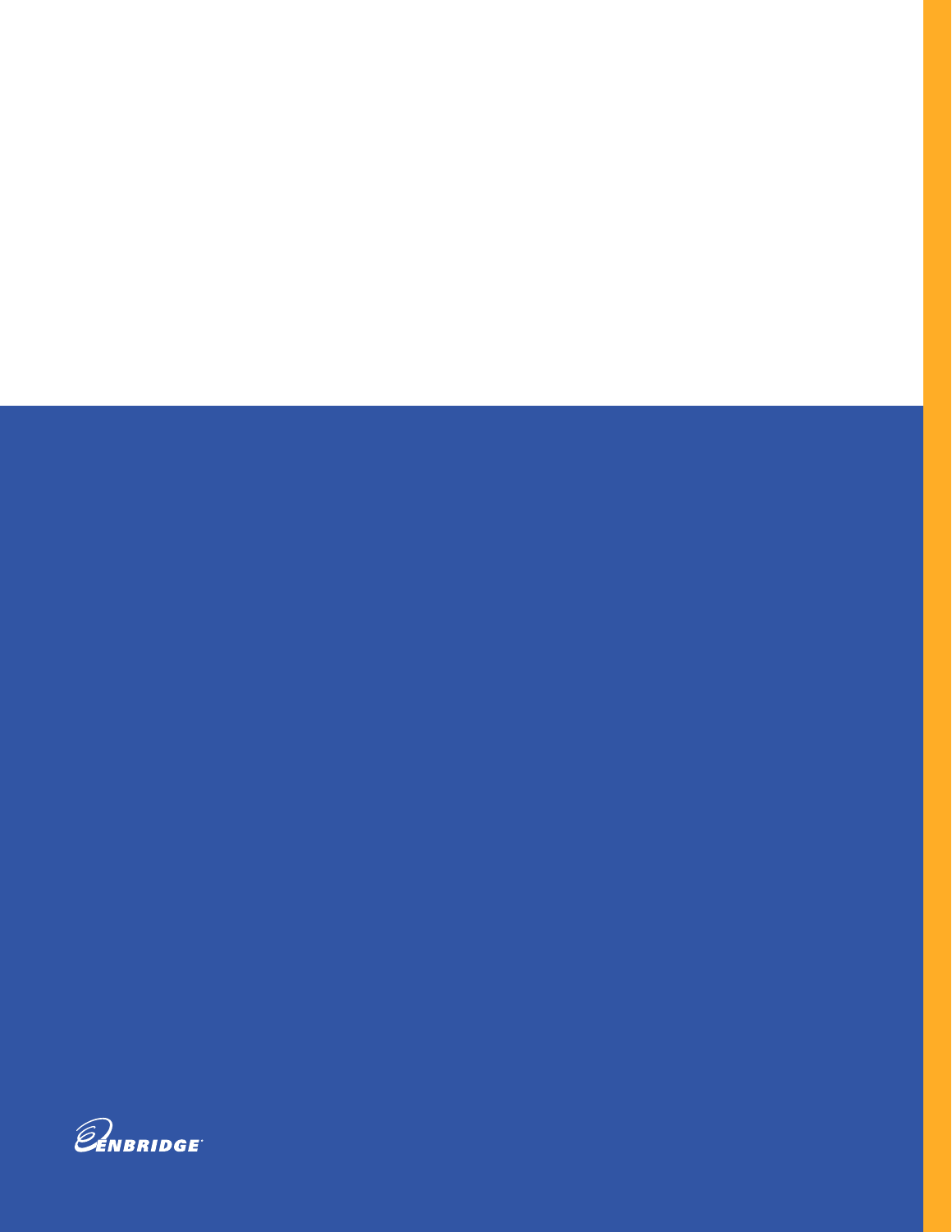ENBRIDGE